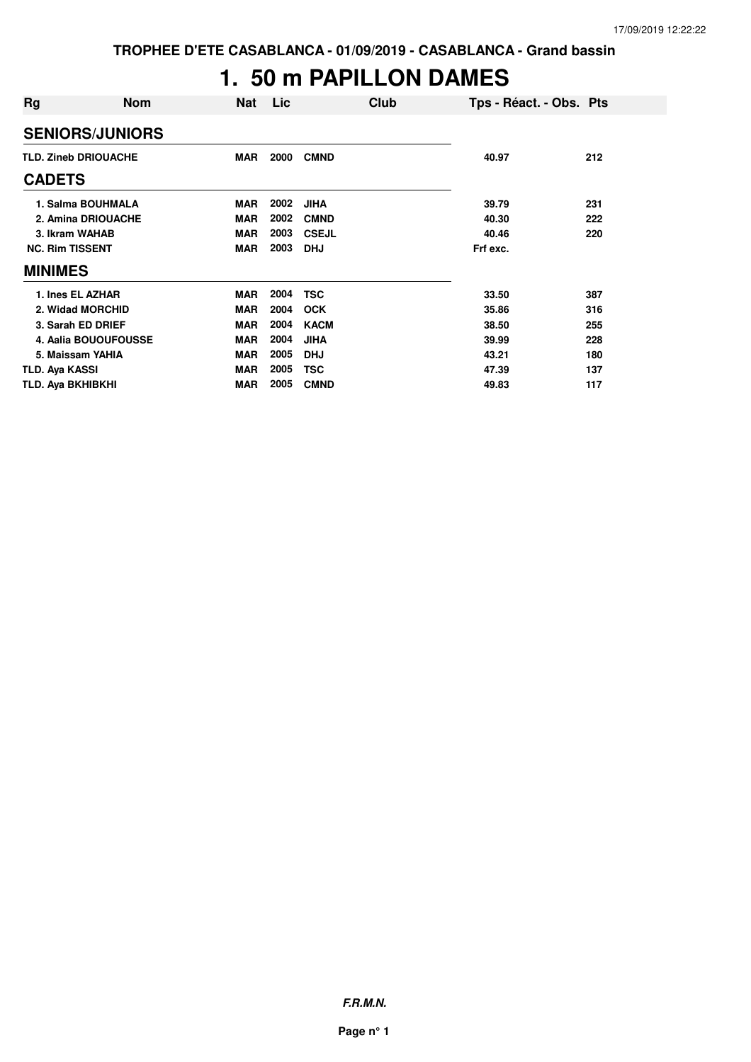TROPHEE D'ETE CASABLANCA - 01/09/2019 - CASABLANCA - Grand bassin

# 1. 50 m PAPILLON DAMES

| Rg | Nom | Nat | Lic | Club | Tps - Réact. - Obs. | Pts |
|---|---|---|---|---|---|---|
| **SENIORS/JUNIORS** | | | | | | |
| TLD. | Zineb DRIOUACHE | MAR | 2000 | CMND | 40.97 | 212 |
| **CADETS** | | | | | | |
| 1. | Salma BOUHMALA | MAR | 2002 | JIHA | 39.79 | 231 |
| 2. | Amina DRIOUACHE | MAR | 2002 | CMND | 40.30 | 222 |
| 3. | Ikram WAHAB | MAR | 2003 | CSEJL | 40.46 | 220 |
| NC. | Rim TISSENT | MAR | 2003 | DHJ | Frf exc. | |
| **MINIMES** | | | | | | |
| 1. | Ines EL AZHAR | MAR | 2004 | TSC | 33.50 | 387 |
| 2. | Widad MORCHID | MAR | 2004 | OCK | 35.86 | 316 |
| 3. | Sarah ED DRIEF | MAR | 2004 | KACM | 38.50 | 255 |
| 4. | Aalia BOUOUFOUSSE | MAR | 2004 | JIHA | 39.99 | 228 |
| 5. | Maissam YAHIA | MAR | 2005 | DHJ | 43.21 | 180 |
| TLD. | Aya KASSI | MAR | 2005 | TSC | 47.39 | 137 |
| TLD. | Aya BKHIBKHI | MAR | 2005 | CMND | 49.83 | 117 |

***F.R.M.N.***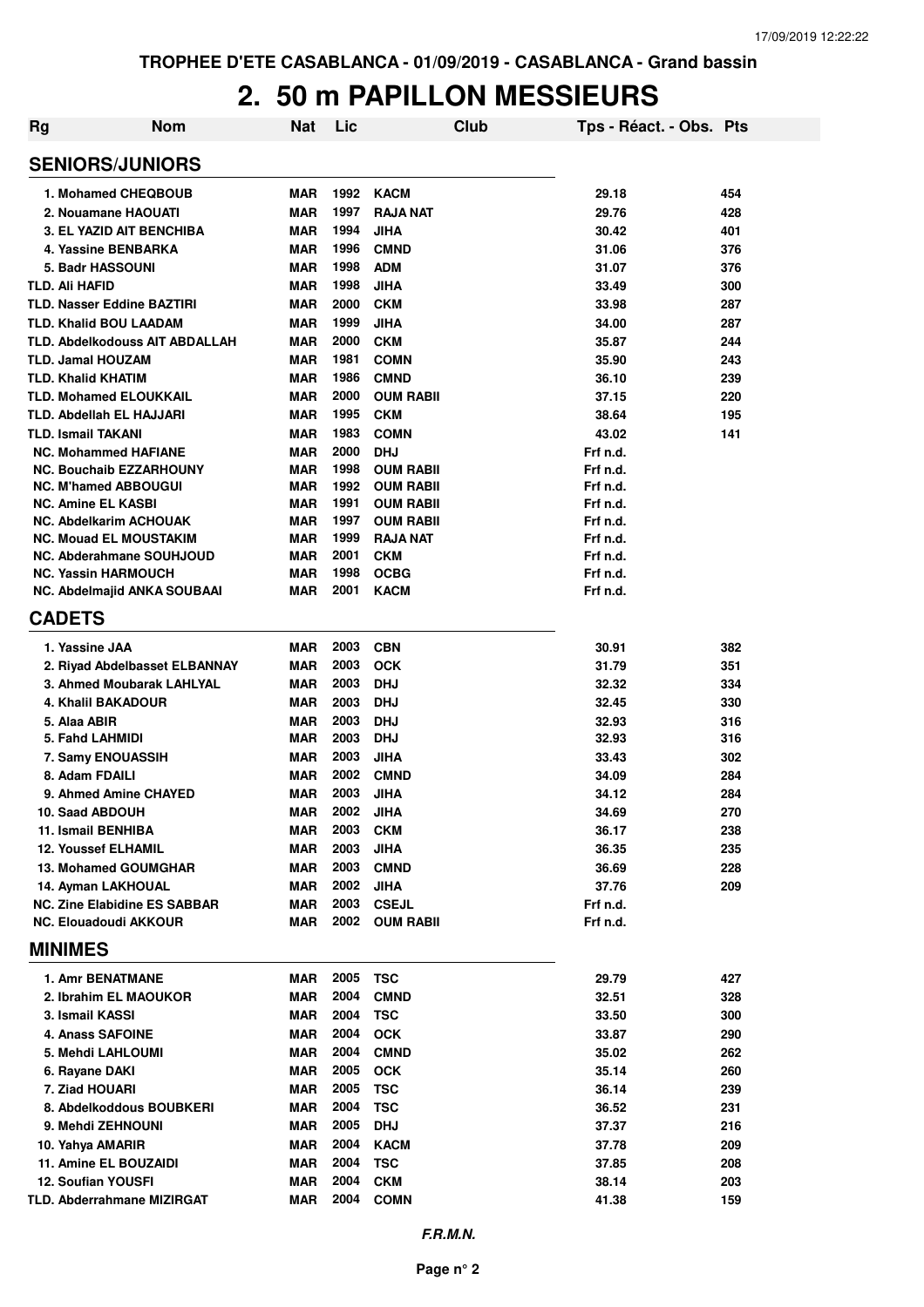TROPHEE D'ETE CASABLANCA - 01/09/2019 - CASABLANCA - Grand bassin

# 2. 50 m PAPILLON MESSIEURS

| Rg | Nom | Nat | Lic | Club | Tps - Réact. - Obs. | Pts |
|---|---|---|---|---|---|---|
| **SENIORS/JUNIORS** | | | | | | |
| 1. | Mohamed CHEQBOUB | MAR | 1992 | KACM | 29.18 | 454 |
| 2. | Nouamane HAOUATI | MAR | 1997 | RAJA NAT | 29.76 | 428 |
| 3. | EL YAZID AIT BENCHIBA | MAR | 1994 | JIHA | 30.42 | 401 |
| 4. | Yassine BENBARKA | MAR | 1996 | CMND | 31.06 | 376 |
| 5. | Badr HASSOUNI | MAR | 1998 | ADM | 31.07 | 376 |
| TLD. | Ali HAFID | MAR | 1998 | JIHA | 33.49 | 300 |
| TLD. | Nasser Eddine BAZTIRI | MAR | 2000 | CKM | 33.98 | 287 |
| TLD. | Khalid BOU LAADAM | MAR | 1999 | JIHA | 34.00 | 287 |
| TLD. | Abdelkodouss AIT ABDALLAH | MAR | 2000 | CKM | 35.87 | 244 |
| TLD. | Jamal HOUZAM | MAR | 1981 | COMN | 35.90 | 243 |
| TLD. | Khalid KHATIM | MAR | 1986 | CMND | 36.10 | 239 |
| TLD. | Mohamed ELOUKKAIL | MAR | 2000 | OUM RABII | 37.15 | 220 |
| TLD. | Abdellah EL HAJJARI | MAR | 1995 | CKM | 38.64 | 195 |
| TLD. | Ismail TAKANI | MAR | 1983 | COMN | 43.02 | 141 |
| NC. | Mohammed HAFIANE | MAR | 2000 | DHJ | Frf n.d. | |
| NC. | Bouchaib EZZARHOUNY | MAR | 1998 | OUM RABII | Frf n.d. | |
| NC. | M'hamed ABBOUGUI | MAR | 1992 | OUM RABII | Frf n.d. | |
| NC. | Amine EL KASBI | MAR | 1991 | OUM RABII | Frf n.d. | |
| NC. | Abdelkarim ACHOUAK | MAR | 1997 | OUM RABII | Frf n.d. | |
| NC. | Mouad EL MOUSTAKIM | MAR | 1999 | RAJA NAT | Frf n.d. | |
| NC. | Abderahmane SOUHJOUD | MAR | 2001 | CKM | Frf n.d. | |
| NC. | Yassin HARMOUCH | MAR | 1998 | OCBG | Frf n.d. | |
| NC. | Abdelmajid ANKA SOUBAAI | MAR | 2001 | KACM | Frf n.d. | |
| **CADETS** | | | | | | |
| 1. | Yassine JAA | MAR | 2003 | CBN | 30.91 | 382 |
| 2. | Riyad Abdelbasset ELBANNAY | MAR | 2003 | OCK | 31.79 | 351 |
| 3. | Ahmed Moubarak LAHLYAL | MAR | 2003 | DHJ | 32.32 | 334 |
| 4. | Khalil BAKADOUR | MAR | 2003 | DHJ | 32.45 | 330 |
| 5. | Alaa ABIR | MAR | 2003 | DHJ | 32.93 | 316 |
| 5. | Fahd LAHMIDI | MAR | 2003 | DHJ | 32.93 | 316 |
| 7. | Samy ENOUASSIH | MAR | 2003 | JIHA | 33.43 | 302 |
| 8. | Adam FDAILI | MAR | 2002 | CMND | 34.09 | 284 |
| 9. | Ahmed Amine CHAYED | MAR | 2003 | JIHA | 34.12 | 284 |
| 10. | Saad ABDOUH | MAR | 2002 | JIHA | 34.69 | 270 |
| 11. | Ismail BENHIBA | MAR | 2003 | CKM | 36.17 | 238 |
| 12. | Youssef ELHAMIL | MAR | 2003 | JIHA | 36.35 | 235 |
| 13. | Mohamed GOUMGHAR | MAR | 2003 | CMND | 36.69 | 228 |
| 14. | Ayman LAKHOUAL | MAR | 2002 | JIHA | 37.76 | 209 |
| NC. | Zine Elabidine ES SABBAR | MAR | 2003 | CSEJL | Frf n.d. | |
| NC. | Elouadoudi AKKOUR | MAR | 2002 | OUM RABII | Frf n.d. | |
| **MINIMES** | | | | | | |
| 1. | Amr BENATMANE | MAR | 2005 | TSC | 29.79 | 427 |
| 2. | Ibrahim EL MAOUKOR | MAR | 2004 | CMND | 32.51 | 328 |
| 3. | Ismail KASSI | MAR | 2004 | TSC | 33.50 | 300 |
| 4. | Anass SAFOINE | MAR | 2004 | OCK | 33.87 | 290 |
| 5. | Mehdi LAHLOUMI | MAR | 2004 | CMND | 35.02 | 262 |
| 6. | Rayane DAKI | MAR | 2005 | OCK | 35.14 | 260 |
| 7. | Ziad HOUARI | MAR | 2005 | TSC | 36.14 | 239 |
| 8. | Abdelkoddous BOUBKERI | MAR | 2004 | TSC | 36.52 | 231 |
| 9. | Mehdi ZEHNOUNI | MAR | 2005 | DHJ | 37.37 | 216 |
| 10. | Yahya AMARIR | MAR | 2004 | KACM | 37.78 | 209 |
| 11. | Amine EL BOUZAIDI | MAR | 2004 | TSC | 37.85 | 208 |
| 12. | Soufian YOUSFI | MAR | 2004 | CKM | 38.14 | 203 |
| TLD. | Abderrahmane MIZIRGAT | MAR | 2004 | COMN | 41.38 | 159 |

*F.R.M.N.*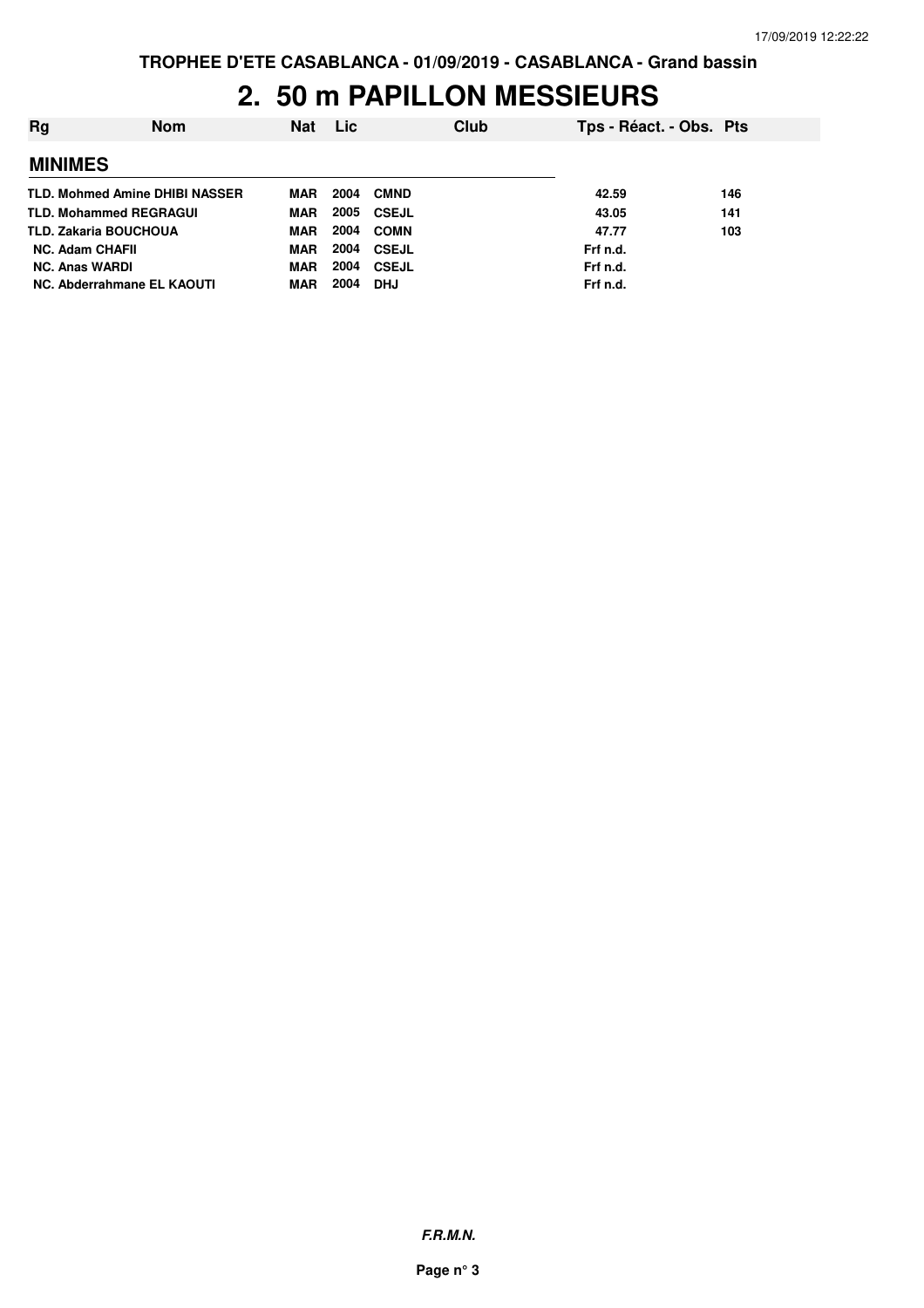TROPHEE D'ETE CASABLANCA - 01/09/2019 - CASABLANCA - Grand bassin

# 2. 50 m PAPILLON MESSIEURS

| Rg | Nom | Nat | Lic | Club | Tps - Réact. - Obs. | Pts |
|---|---|---|---|---|---|---|
| **MINIMES** | | | | | | |
| TLD. | Mohmed Amine DHIBI NASSER | MAR | 2004 | CMND | 42.59 | 146 |
| TLD. | Mohammed REGRAGUI | MAR | 2005 | CSEJL | 43.05 | 141 |
| TLD. | Zakaria BOUCHOUA | MAR | 2004 | COMN | 47.77 | 103 |
| NC. | Adam CHAFII | MAR | 2004 | CSEJL | Frf n.d. | |
| NC. | Anas WARDI | MAR | 2004 | CSEJL | Frf n.d. | |
| NC. | Abderrahmane EL KAOUTI | MAR | 2004 | DHJ | Frf n.d. | |

***F.R.M.N.***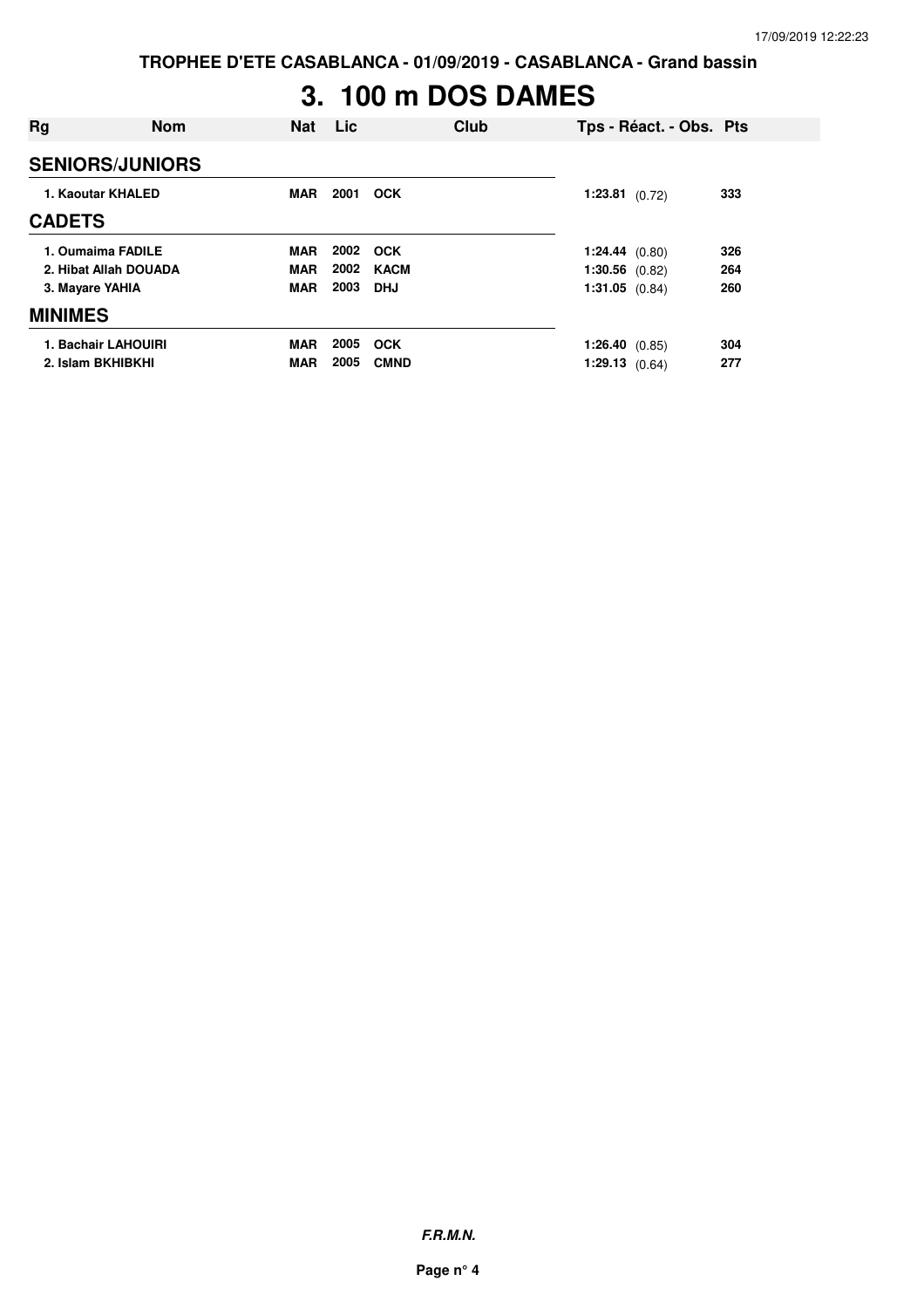# 3. 100 m DOS DAMES

| Rg | Nom | Nat | Lic | Club | Tps - Réact. - Obs. | Pts |
|---|---|---|---|---|---|---|
| **SENIORS/JUNIORS** | | | | | | |
| 1. | Kaoutar KHALED | MAR | 2001 | OCK | 1:23.81 (0.72) | 333 |
| **CADETS** | | | | | | |
| 1. | Oumaima FADILE | MAR | 2002 | OCK | 1:24.44 (0.80) | 326 |
| 2. | Hibat Allah DOUADA | MAR | 2002 | KACM | 1:30.56 (0.82) | 264 |
| 3. | Mayare YAHIA | MAR | 2003 | DHJ | 1:31.05 (0.84) | 260 |
| **MINIMES** | | | | | | |
| 1. | Bachair LAHOUIRI | MAR | 2005 | OCK | 1:26.40 (0.85) | 304 |
| 2. | Islam BKHIBKHI | MAR | 2005 | CMND | 1:29.13 (0.64) | 277 |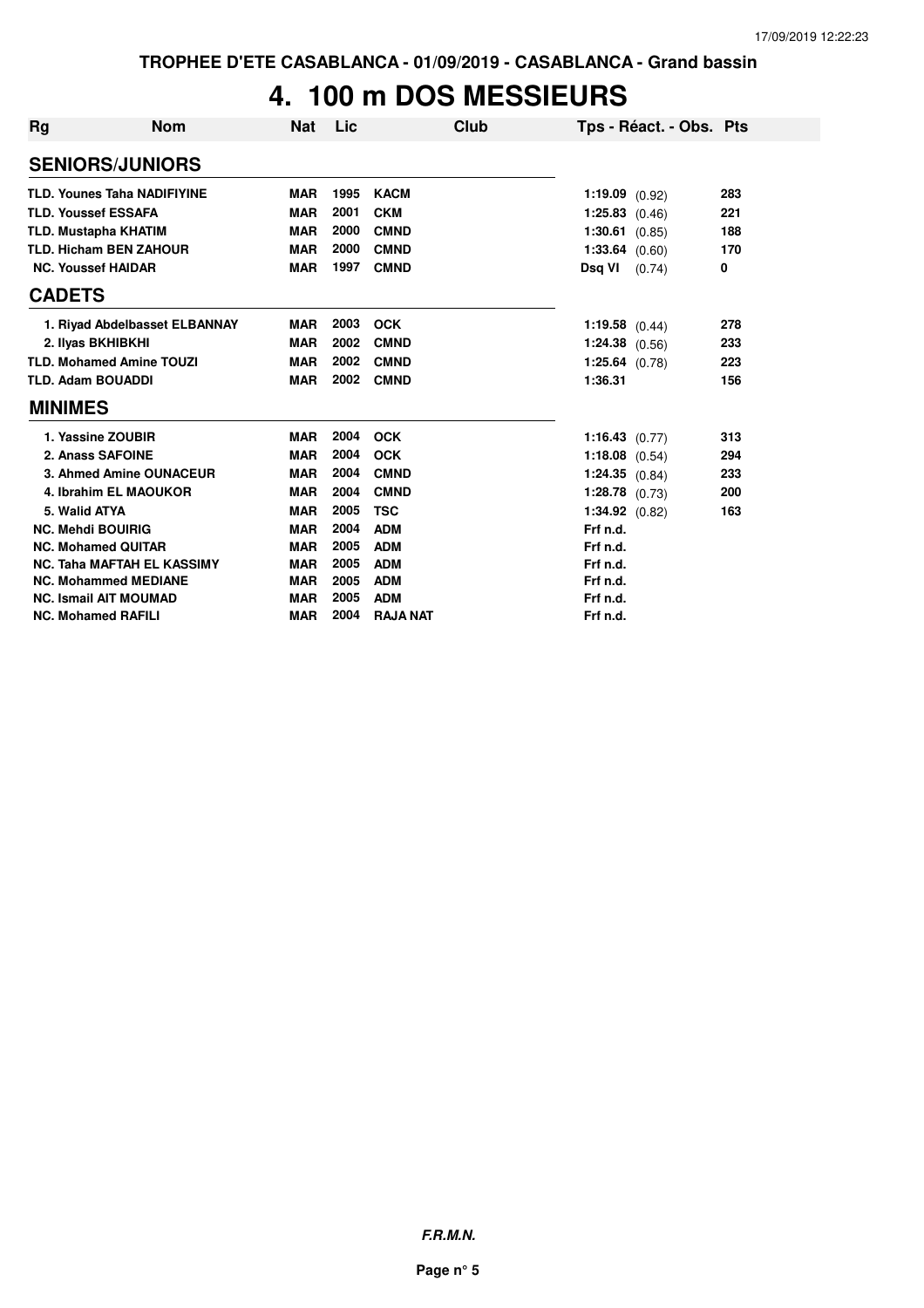TROPHEE D'ETE CASABLANCA - 01/09/2019 - CASABLANCA - Grand bassin

# 4. 100 m DOS MESSIEURS

| Rg | Nom | Nat | Lic | Club | Tps - Réact. - Obs. | Pts |
|---|---|---|---|---|---|---|
| **SENIORS/JUNIORS** | | | | | | |
| TLD. | Younes Taha NADIFIYINE | MAR | 1995 | KACM | 1:19.09 (0.92) | 283 |
| TLD. | Youssef ESSAFA | MAR | 2001 | CKM | 1:25.83 (0.46) | 221 |
| TLD. | Mustapha KHATIM | MAR | 2000 | CMND | 1:30.61 (0.85) | 188 |
| TLD. | Hicham BEN ZAHOUR | MAR | 2000 | CMND | 1:33.64 (0.60) | 170 |
| NC. | Youssef HAIDAR | MAR | 1997 | CMND | Dsq VI (0.74) | 0 |
| **CADETS** | | | | | | |
| 1. | Riyad Abdelbasset ELBANNAY | MAR | 2003 | OCK | 1:19.58 (0.44) | 278 |
| 2. | Ilyas BKHIBKHI | MAR | 2002 | CMND | 1:24.38 (0.56) | 233 |
| TLD. | Mohamed Amine TOUZI | MAR | 2002 | CMND | 1:25.64 (0.78) | 223 |
| TLD. | Adam BOUADDI | MAR | 2002 | CMND | 1:36.31 | 156 |
| **MINIMES** | | | | | | |
| 1. | Yassine ZOUBIR | MAR | 2004 | OCK | 1:16.43 (0.77) | 313 |
| 2. | Anass SAFOINE | MAR | 2004 | OCK | 1:18.08 (0.54) | 294 |
| 3. | Ahmed Amine OUNACEUR | MAR | 2004 | CMND | 1:24.35 (0.84) | 233 |
| 4. | Ibrahim EL MAOUKOR | MAR | 2004 | CMND | 1:28.78 (0.73) | 200 |
| 5. | Walid ATYA | MAR | 2005 | TSC | 1:34.92 (0.82) | 163 |
| NC. | Mehdi BOUIRIG | MAR | 2004 | ADM | Frf n.d. | |
| NC. | Mohamed QUITAR | MAR | 2005 | ADM | Frf n.d. | |
| NC. | Taha MAFTAH EL KASSIMY | MAR | 2005 | ADM | Frf n.d. | |
| NC. | Mohammed MEDIANE | MAR | 2005 | ADM | Frf n.d. | |
| NC. | Ismail AIT MOUMAD | MAR | 2005 | ADM | Frf n.d. | |
| NC. | Mohamed RAFILI | MAR | 2004 | RAJA NAT | Frf n.d. | |

*F.R.M.N.*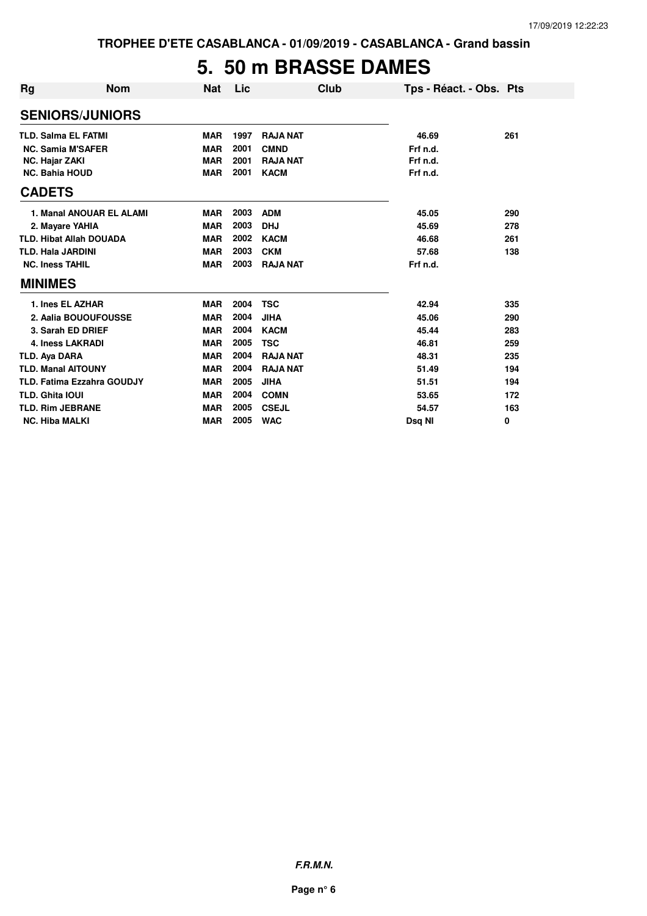TROPHEE D'ETE CASABLANCA - 01/09/2019 - CASABLANCA - Grand bassin

# 5. 50 m BRASSE DAMES

| Rg | Nom | Nat | Lic | Club | Tps - Réact. - Obs. | Pts |
|---|---|---|---|---|---|---|
| **SENIORS/JUNIORS** | | | | | | |
| TLD. | Salma EL FATMI | MAR | 1997 | RAJA NAT | 46.69 | 261 |
| NC. | Samia M'SAFER | MAR | 2001 | CMND | Frf n.d. | |
| NC. | Hajar ZAKI | MAR | 2001 | RAJA NAT | Frf n.d. | |
| NC. | Bahia HOUD | MAR | 2001 | KACM | Frf n.d. | |
| **CADETS** | | | | | | |
| 1. | Manal ANOUAR EL ALAMI | MAR | 2003 | ADM | 45.05 | 290 |
| 2. | Mayare YAHIA | MAR | 2003 | DHJ | 45.69 | 278 |
| TLD. | Hibat Allah DOUADA | MAR | 2002 | KACM | 46.68 | 261 |
| TLD. | Hala JARDINI | MAR | 2003 | CKM | 57.68 | 138 |
| NC. | Iness TAHIL | MAR | 2003 | RAJA NAT | Frf n.d. | |
| **MINIMES** | | | | | | |
| 1. | Ines EL AZHAR | MAR | 2004 | TSC | 42.94 | 335 |
| 2. | Aalia BOUOUFOUSSE | MAR | 2004 | JIHA | 45.06 | 290 |
| 3. | Sarah ED DRIEF | MAR | 2004 | KACM | 45.44 | 283 |
| 4. | Iness LAKRADI | MAR | 2005 | TSC | 46.81 | 259 |
| TLD. | Aya DARA | MAR | 2004 | RAJA NAT | 48.31 | 235 |
| TLD. | Manal AITOUNY | MAR | 2004 | RAJA NAT | 51.49 | 194 |
| TLD. | Fatima Ezzahra GOUDJY | MAR | 2005 | JIHA | 51.51 | 194 |
| TLD. | Ghita IOUI | MAR | 2004 | COMN | 53.65 | 172 |
| TLD. | Rim JEBRANE | MAR | 2005 | CSEJL | 54.57 | 163 |
| NC. | Hiba MALKI | MAR | 2005 | WAC | Dsq NI | 0 |

*F.R.M.N.*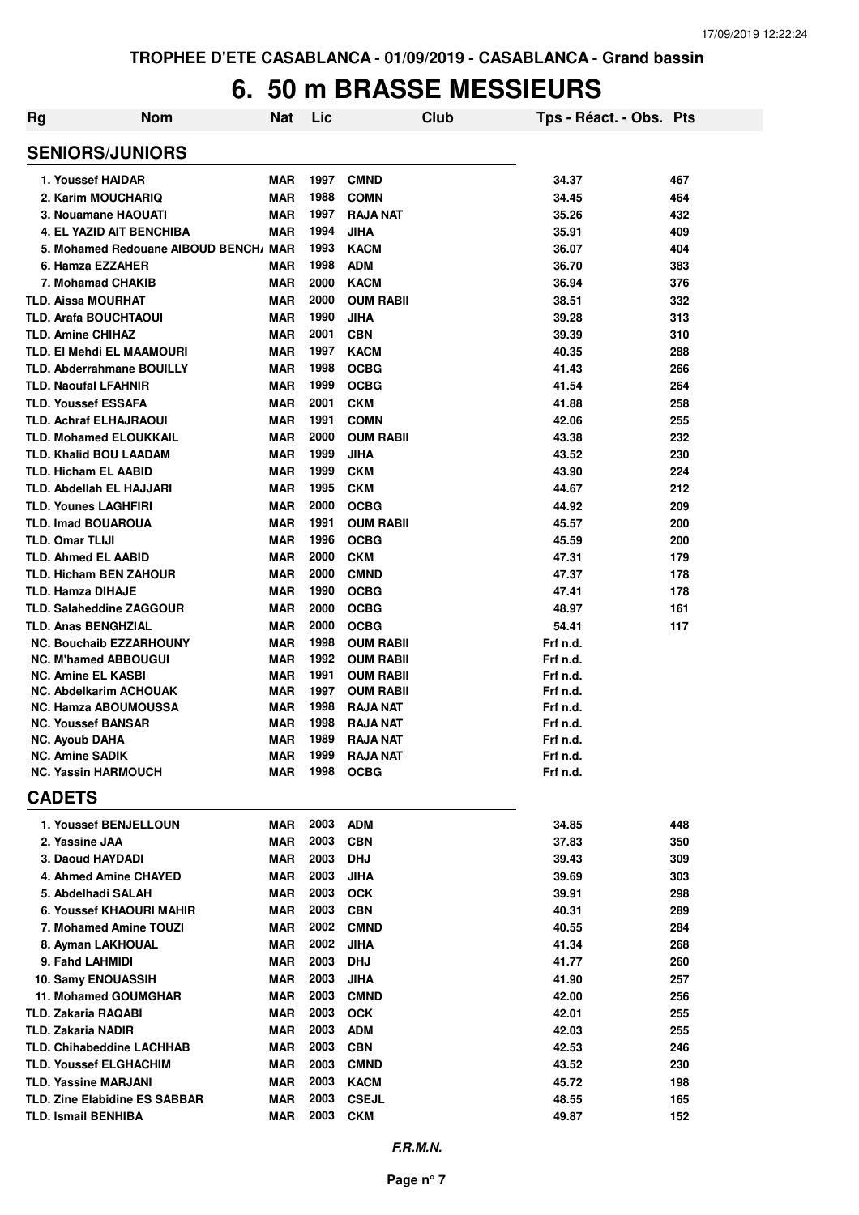**TROPHEE D'ETE CASABLANCA - 01/09/2019 - CASABLANCA - Grand bassin**

# 6. 50 m BRASSE MESSIEURS

| Rg | Nom | Nat | Lic | Club | Tps - Réact. - Obs. | Pts |
|---|---|---|---|---|---|---|
| **SENIORS/JUNIORS** | | | | | | |
| 1. Youssef HAIDAR | | MAR | 1997 | CMND | 34.37 | 467 |
| 2. Karim MOUCHARIQ | | MAR | 1988 | COMN | 34.45 | 464 |
| 3. Nouamane HAOUATI | | MAR | 1997 | RAJA NAT | 35.26 | 432 |
| 4. EL YAZID AIT BENCHIBA | | MAR | 1994 | JIHA | 35.91 | 409 |
| 5. Mohamed Redouane AIBOUD BENCH/ | | MAR | 1993 | KACM | 36.07 | 404 |
| 6. Hamza EZZAHER | | MAR | 1998 | ADM | 36.70 | 383 |
| 7. Mohamad CHAKIB | | MAR | 2000 | KACM | 36.94 | 376 |
| TLD. Aissa MOURHAT | | MAR | 2000 | OUM RABII | 38.51 | 332 |
| TLD. Arafa BOUCHTAOUI | | MAR | 1990 | JIHA | 39.28 | 313 |
| TLD. Amine CHIHAZ | | MAR | 2001 | CBN | 39.39 | 310 |
| TLD. El Mehdi EL MAAMOURI | | MAR | 1997 | KACM | 40.35 | 288 |
| TLD. Abderrahmane BOUILLY | | MAR | 1998 | OCBG | 41.43 | 266 |
| TLD. Naoufal LFAHNIR | | MAR | 1999 | OCBG | 41.54 | 264 |
| TLD. Youssef ESSAFA | | MAR | 2001 | CKM | 41.88 | 258 |
| TLD. Achraf ELHAJRAOUI | | MAR | 1991 | COMN | 42.06 | 255 |
| TLD. Mohamed ELOUKKAIL | | MAR | 2000 | OUM RABII | 43.38 | 232 |
| TLD. Khalid BOU LAADAM | | MAR | 1999 | JIHA | 43.52 | 230 |
| TLD. Hicham EL AABID | | MAR | 1999 | CKM | 43.90 | 224 |
| TLD. Abdellah EL HAJJARI | | MAR | 1995 | CKM | 44.67 | 212 |
| TLD. Younes LAGHFIRI | | MAR | 2000 | OCBG | 44.92 | 209 |
| TLD. Imad BOUAROUA | | MAR | 1991 | OUM RABII | 45.57 | 200 |
| TLD. Omar TLIJI | | MAR | 1996 | OCBG | 45.59 | 200 |
| TLD. Ahmed EL AABID | | MAR | 2000 | CKM | 47.31 | 179 |
| TLD. Hicham BEN ZAHOUR | | MAR | 2000 | CMND | 47.37 | 178 |
| TLD. Hamza DIHAJE | | MAR | 1990 | OCBG | 47.41 | 178 |
| TLD. Salaheddine ZAGGOUR | | MAR | 2000 | OCBG | 48.97 | 161 |
| TLD. Anas BENGHZIAL | | MAR | 2000 | OCBG | 54.41 | 117 |
| NC. Bouchaib EZZARHOUNY | | MAR | 1998 | OUM RABII | Frf n.d. | |
| NC. M'hamed ABBOUGUI | | MAR | 1992 | OUM RABII | Frf n.d. | |
| NC. Amine EL KASBI | | MAR | 1991 | OUM RABII | Frf n.d. | |
| NC. Abdelkarim ACHOUAK | | MAR | 1997 | OUM RABII | Frf n.d. | |
| NC. Hamza ABOUMOUSSA | | MAR | 1998 | RAJA NAT | Frf n.d. | |
| NC. Youssef BANSAR | | MAR | 1998 | RAJA NAT | Frf n.d. | |
| NC. Ayoub DAHA | | MAR | 1989 | RAJA NAT | Frf n.d. | |
| NC. Amine SADIK | | MAR | 1999 | RAJA NAT | Frf n.d. | |
| NC. Yassin HARMOUCH | | MAR | 1998 | OCBG | Frf n.d. | |
| **CADETS** | | | | | | |
| 1. Youssef BENJELLOUN | | MAR | 2003 | ADM | 34.85 | 448 |
| 2. Yassine JAA | | MAR | 2003 | CBN | 37.83 | 350 |
| 3. Daoud HAYDADI | | MAR | 2003 | DHJ | 39.43 | 309 |
| 4. Ahmed Amine CHAYED | | MAR | 2003 | JIHA | 39.69 | 303 |
| 5. Abdelhadi SALAH | | MAR | 2003 | OCK | 39.91 | 298 |
| 6. Youssef KHAOURI MAHIR | | MAR | 2003 | CBN | 40.31 | 289 |
| 7. Mohamed Amine TOUZI | | MAR | 2002 | CMND | 40.55 | 284 |
| 8. Ayman LAKHOUAL | | MAR | 2002 | JIHA | 41.34 | 268 |
| 9. Fahd LAHMIDI | | MAR | 2003 | DHJ | 41.77 | 260 |
| 10. Samy ENOUASSIH | | MAR | 2003 | JIHA | 41.90 | 257 |
| 11. Mohamed GOUMGHAR | | MAR | 2003 | CMND | 42.00 | 256 |
| TLD. Zakaria RAQABI | | MAR | 2003 | OCK | 42.01 | 255 |
| TLD. Zakaria NADIR | | MAR | 2003 | ADM | 42.03 | 255 |
| TLD. Chihabeddine LACHHAB | | MAR | 2003 | CBN | 42.53 | 246 |
| TLD. Youssef ELGHACHIM | | MAR | 2003 | CMND | 43.52 | 230 |
| TLD. Yassine MARJANI | | MAR | 2003 | KACM | 45.72 | 198 |
| TLD. Zine Elabidine ES SABBAR | | MAR | 2003 | CSEJL | 48.55 | 165 |
| TLD. Ismail BENHIBA | | MAR | 2003 | CKM | 49.87 | 152 |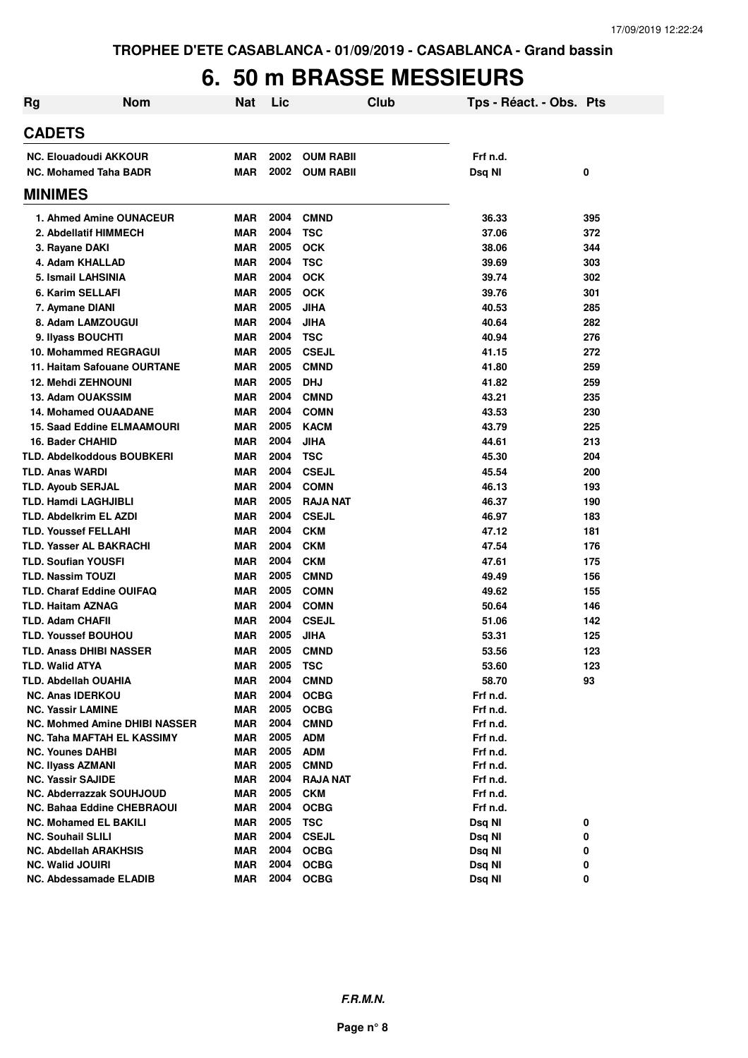TROPHEE D'ETE CASABLANCA - 01/09/2019 - CASABLANCA - Grand bassin

# 6. 50 m BRASSE MESSIEURS

| Rg | Nom | Nat | Lic | Club | Tps - Réact. - Obs. | Pts |
|---|---|---|---|---|---|---|
| **CADETS** | | | | | | |
| NC. Elouadoudi AKKOUR | | MAR | 2002 | OUM RABII | Frf n.d. | |
| NC. Mohamed Taha BADR | | MAR | 2002 | OUM RABII | Dsq NI | 0 |
| **MINIMES** | | | | | | |
| 1. Ahmed Amine OUNACEUR | | MAR | 2004 | CMND | 36.33 | 395 |
| 2. Abdellatif HIMMECH | | MAR | 2004 | TSC | 37.06 | 372 |
| 3. Rayane DAKI | | MAR | 2005 | OCK | 38.06 | 344 |
| 4. Adam KHALLAD | | MAR | 2004 | TSC | 39.69 | 303 |
| 5. Ismail LAHSINIA | | MAR | 2004 | OCK | 39.74 | 302 |
| 6. Karim SELLAFI | | MAR | 2005 | OCK | 39.76 | 301 |
| 7. Aymane DIANI | | MAR | 2005 | JIHA | 40.53 | 285 |
| 8. Adam LAMZOUGUI | | MAR | 2004 | JIHA | 40.64 | 282 |
| 9. Ilyass BOUCHTI | | MAR | 2004 | TSC | 40.94 | 276 |
| 10. Mohammed REGRAGUI | | MAR | 2005 | CSEJL | 41.15 | 272 |
| 11. Haitam Safouane OURTANE | | MAR | 2005 | CMND | 41.80 | 259 |
| 12. Mehdi ZEHNOUNI | | MAR | 2005 | DHJ | 41.82 | 259 |
| 13. Adam OUAKSSIM | | MAR | 2004 | CMND | 43.21 | 235 |
| 14. Mohamed OUAADANE | | MAR | 2004 | COMN | 43.53 | 230 |
| 15. Saad Eddine ELMAAMOURI | | MAR | 2005 | KACM | 43.79 | 225 |
| 16. Bader CHAHID | | MAR | 2004 | JIHA | 44.61 | 213 |
| TLD. Abdelkoddous BOUBKERI | | MAR | 2004 | TSC | 45.30 | 204 |
| TLD. Anas WARDI | | MAR | 2004 | CSEJL | 45.54 | 200 |
| TLD. Ayoub SERJAL | | MAR | 2004 | COMN | 46.13 | 193 |
| TLD. Hamdi LAGHJIBLI | | MAR | 2005 | RAJA NAT | 46.37 | 190 |
| TLD. Abdelkrim EL AZDI | | MAR | 2004 | CSEJL | 46.97 | 183 |
| TLD. Youssef FELLAHI | | MAR | 2004 | CKM | 47.12 | 181 |
| TLD. Yasser AL BAKRACHI | | MAR | 2004 | CKM | 47.54 | 176 |
| TLD. Soufian YOUSFI | | MAR | 2004 | CKM | 47.61 | 175 |
| TLD. Nassim TOUZI | | MAR | 2005 | CMND | 49.49 | 156 |
| TLD. Charaf Eddine OUIFAQ | | MAR | 2005 | COMN | 49.62 | 155 |
| TLD. Haitam AZNAG | | MAR | 2004 | COMN | 50.64 | 146 |
| TLD. Adam CHAFII | | MAR | 2004 | CSEJL | 51.06 | 142 |
| TLD. Youssef BOUHOU | | MAR | 2005 | JIHA | 53.31 | 125 |
| TLD. Anass DHIBI NASSER | | MAR | 2005 | CMND | 53.56 | 123 |
| TLD. Walid ATYA | | MAR | 2005 | TSC | 53.60 | 123 |
| TLD. Abdellah OUAHIA | | MAR | 2004 | CMND | 58.70 | 93 |
| NC. Anas IDERKOU | | MAR | 2004 | OCBG | Frf n.d. | |
| NC. Yassir LAMINE | | MAR | 2005 | OCBG | Frf n.d. | |
| NC. Mohmed Amine DHIBI NASSER | | MAR | 2004 | CMND | Frf n.d. | |
| NC. Taha MAFTAH EL KASSIMY | | MAR | 2005 | ADM | Frf n.d. | |
| NC. Younes DAHBI | | MAR | 2005 | ADM | Frf n.d. | |
| NC. Ilyass AZMANI | | MAR | 2005 | CMND | Frf n.d. | |
| NC. Yassir SAJIDE | | MAR | 2004 | RAJA NAT | Frf n.d. | |
| NC. Abderrazzak SOUHJOUD | | MAR | 2005 | CKM | Frf n.d. | |
| NC. Bahaa Eddine CHEBRAOUI | | MAR | 2004 | OCBG | Frf n.d. | |
| NC. Mohamed EL BAKILI | | MAR | 2005 | TSC | Dsq NI | 0 |
| NC. Souhail SLILI | | MAR | 2004 | CSEJL | Dsq NI | 0 |
| NC. Abdellah ARAKHSIS | | MAR | 2004 | OCBG | Dsq NI | 0 |
| NC. Walid JOUIRI | | MAR | 2004 | OCBG | Dsq NI | 0 |
| NC. Abdessamade ELADIB | | MAR | 2004 | OCBG | Dsq NI | 0 |

*F.R.M.N.*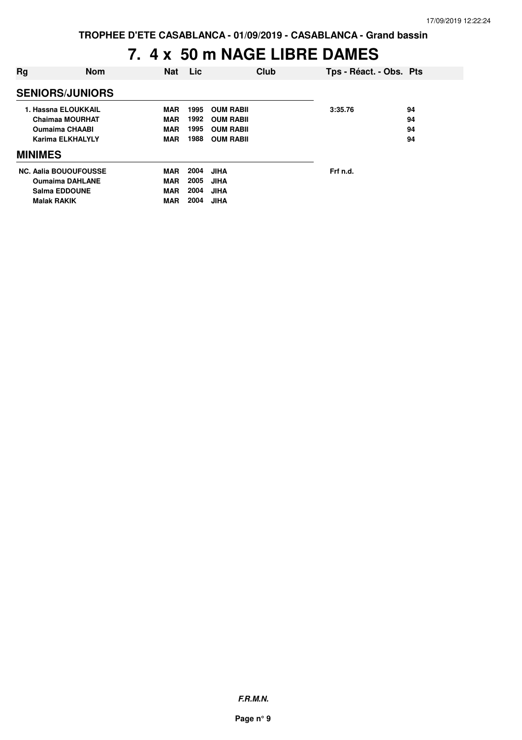# 7. 4 x 50 m NAGE LIBRE DAMES

| Rg | Nom | Nat | Lic | Club | Tps - Réact. - Obs. | Pts |
|---|---|---|---|---|---|---|
| **SENIORS/JUNIORS** | | | | | | |
| 1. | Hassna ELOUKKAIL | MAR | 1995 | OUM RABII | 3:35.76 | 94 |
| | Chaimaa MOURHAT | MAR | 1992 | OUM RABII | | 94 |
| | Oumaima CHAABI | MAR | 1995 | OUM RABII | | 94 |
| | Karima ELKHALYLY | MAR | 1988 | OUM RABII | | 94 |
| **MINIMES** | | | | | | |
| NC. | Aalia BOUOUFOUSSE | MAR | 2004 | JIHA | Frf n.d. | |
| | Oumaima DAHLANE | MAR | 2005 | JIHA | | |
| | Salma EDDOUNE | MAR | 2004 | JIHA | | |
| | Malak RAKIK | MAR | 2004 | JIHA | | |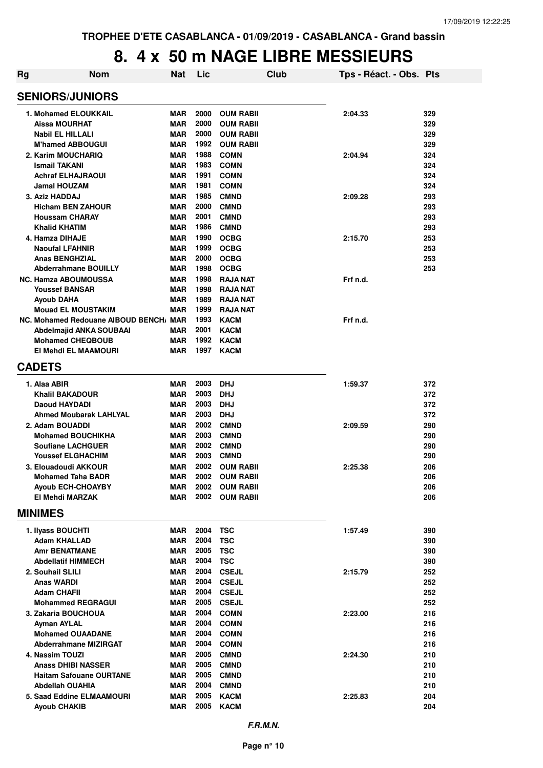TROPHEE D'ETE CASABLANCA - 01/09/2019 - CASABLANCA - Grand bassin

# 8. 4 x 50 m NAGE LIBRE MESSIEURS

| Rg | Nom | Nat | Lic | Club | Tps - Réact. - Obs. | Pts |
|---|---|---|---|---|---|---|
| **SENIORS/JUNIORS** | | | | | | |
| 1. | Mohamed ELOUKKAIL | MAR | 2000 | OUM RABII | 2:04.33 | 329 |
| | Aissa MOURHAT | MAR | 2000 | OUM RABII | | 329 |
| | Nabil EL HILLALI | MAR | 2000 | OUM RABII | | 329 |
| | M'hamed ABBOUGUI | MAR | 1992 | OUM RABII | | 329 |
| 2. | Karim MOUCHARIQ | MAR | 1988 | COMN | 2:04.94 | 324 |
| | Ismail TAKANI | MAR | 1983 | COMN | | 324 |
| | Achraf ELHAJRAOUI | MAR | 1991 | COMN | | 324 |
| | Jamal HOUZAM | MAR | 1981 | COMN | | 324 |
| 3. | Aziz HADDAJ | MAR | 1985 | CMND | 2:09.28 | 293 |
| | Hicham BEN ZAHOUR | MAR | 2000 | CMND | | 293 |
| | Houssam CHARAY | MAR | 2001 | CMND | | 293 |
| | Khalid KHATIM | MAR | 1986 | CMND | | 293 |
| 4. | Hamza DIHAJE | MAR | 1990 | OCBG | 2:15.70 | 253 |
| | Naoufal LFAHNIR | MAR | 1999 | OCBG | | 253 |
| | Anas BENGHZIAL | MAR | 2000 | OCBG | | 253 |
| | Abderrahmane BOUILLY | MAR | 1998 | OCBG | | 253 |
| NC. | Hamza ABOUMOUSSA | MAR | 1998 | RAJA NAT | Frf n.d. | |
| | Youssef BANSAR | MAR | 1998 | RAJA NAT | | |
| | Ayoub DAHA | MAR | 1989 | RAJA NAT | | |
| | Mouad EL MOUSTAKIM | MAR | 1999 | RAJA NAT | | |
| NC. | Mohamed Redouane AIBOUD BENCH/ | MAR | 1993 | KACM | Frf n.d. | |
| | Abdelmajid ANKA SOUBAAI | MAR | 2001 | KACM | | |
| | Mohamed CHEQBOUB | MAR | 1992 | KACM | | |
| | El Mehdi EL MAAMOURI | MAR | 1997 | KACM | | |
| **CADETS** | | | | | | |
| 1. | Alaa ABIR | MAR | 2003 | DHJ | 1:59.37 | 372 |
| | Khalil BAKADOUR | MAR | 2003 | DHJ | | 372 |
| | Daoud HAYDADI | MAR | 2003 | DHJ | | 372 |
| | Ahmed Moubarak LAHLYAL | MAR | 2003 | DHJ | | 372 |
| 2. | Adam BOUADDI | MAR | 2002 | CMND | 2:09.59 | 290 |
| | Mohamed BOUCHIKHA | MAR | 2003 | CMND | | 290 |
| | Soufiane LACHGUER | MAR | 2002 | CMND | | 290 |
| | Youssef ELGHACHIM | MAR | 2003 | CMND | | 290 |
| 3. | Elouadoudi AKKOUR | MAR | 2002 | OUM RABII | 2:25.38 | 206 |
| | Mohamed Taha BADR | MAR | 2002 | OUM RABII | | 206 |
| | Ayoub ECH-CHOAYBY | MAR | 2002 | OUM RABII | | 206 |
| | El Mehdi MARZAK | MAR | 2002 | OUM RABII | | 206 |
| **MINIMES** | | | | | | |
| 1. | Ilyass BOUCHTI | MAR | 2004 | TSC | 1:57.49 | 390 |
| | Adam KHALLAD | MAR | 2004 | TSC | | 390 |
| | Amr BENATMANE | MAR | 2005 | TSC | | 390 |
| | Abdellatif HIMMECH | MAR | 2004 | TSC | | 390 |
| 2. | Souhail SLILI | MAR | 2004 | CSEJL | 2:15.79 | 252 |
| | Anas WARDI | MAR | 2004 | CSEJL | | 252 |
| | Adam CHAFII | MAR | 2004 | CSEJL | | 252 |
| | Mohammed REGRAGUI | MAR | 2005 | CSEJL | | 252 |
| 3. | Zakaria BOUCHOUA | MAR | 2004 | COMN | 2:23.00 | 216 |
| | Ayman AYLAL | MAR | 2004 | COMN | | 216 |
| | Mohamed OUAADANE | MAR | 2004 | COMN | | 216 |
| | Abderrahmane MIZIRGAT | MAR | 2004 | COMN | | 216 |
| 4. | Nassim TOUZI | MAR | 2005 | CMND | 2:24.30 | 210 |
| | Anass DHIBI NASSER | MAR | 2005 | CMND | | 210 |
| | Haitam Safouane OURTANE | MAR | 2005 | CMND | | 210 |
| | Abdellah OUAHIA | MAR | 2004 | CMND | | 210 |
| 5. | Saad Eddine ELMAAMOURI | MAR | 2005 | KACM | 2:25.83 | 204 |
| | Ayoub CHAKIB | MAR | 2005 | KACM | | 204 |

*F.R.M.N.*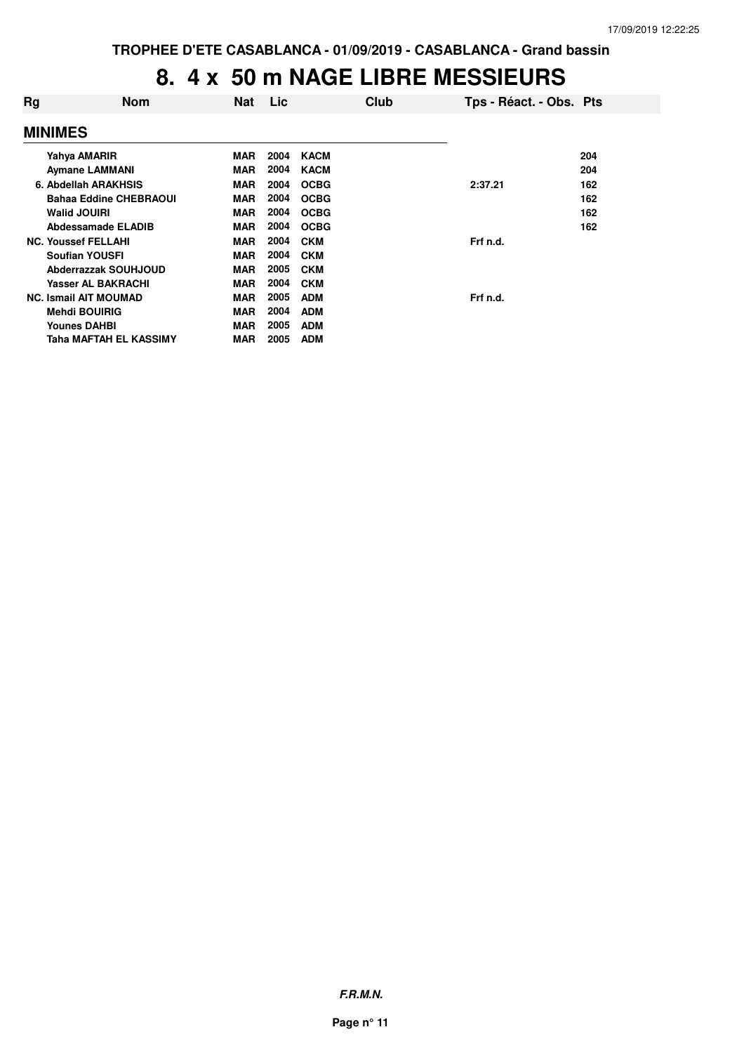TROPHEE D'ETE CASABLANCA - 01/09/2019 - CASABLANCA - Grand bassin

# 8. 4 x 50 m NAGE LIBRE MESSIEURS

| Rg | Nom | Nat | Lic | Club | Tps - Réact. - Obs. | Pts |
|---|---|---|---|---|---|---|
| **MINIMES** | | | | | | |
| | Yahya AMARIR | MAR | 2004 | KACM | | 204 |
| | Aymane LAMMANI | MAR | 2004 | KACM | | 204 |
| 6. | Abdellah ARAKHSIS | MAR | 2004 | OCBG | 2:37.21 | 162 |
| | Bahaa Eddine CHEBRAOUI | MAR | 2004 | OCBG | | 162 |
| | Walid JOUIRI | MAR | 2004 | OCBG | | 162 |
| | Abdessamade ELADIB | MAR | 2004 | OCBG | | 162 |
| NC. | Youssef FELLAHI | MAR | 2004 | CKM | Frf n.d. | |
| | Soufian YOUSFI | MAR | 2004 | CKM | | |
| | Abderrazzak SOUHJOUD | MAR | 2005 | CKM | | |
| | Yasser AL BAKRACHI | MAR | 2004 | CKM | | |
| NC. | Ismail AIT MOUMAD | MAR | 2005 | ADM | Frf n.d. | |
| | Mehdi BOUIRIG | MAR | 2004 | ADM | | |
| | Younes DAHBI | MAR | 2005 | ADM | | |
| | Taha MAFTAH EL KASSIMY | MAR | 2005 | ADM | | |

*F.R.M.N.*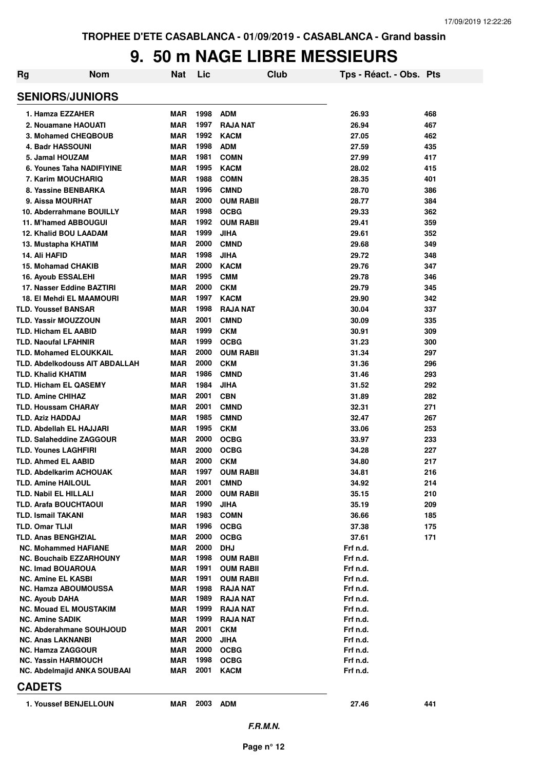TROPHEE D'ETE CASABLANCA - 01/09/2019 - CASABLANCA - Grand bassin

# 9. 50 m NAGE LIBRE MESSIEURS

| Rg | Nom | Nat | Lic | Club | Tps - Réact. - Obs. | Pts |
|---|---|---|---|---|---|---|
| **SENIORS/JUNIORS** | | | | | | |
| 1. | Hamza EZZAHER | MAR | 1998 | ADM | 26.93 | 468 |
| 2. | Nouamane HAOUATI | MAR | 1997 | RAJA NAT | 26.94 | 467 |
| 3. | Mohamed CHEQBOUB | MAR | 1992 | KACM | 27.05 | 462 |
| 4. | Badr HASSOUNI | MAR | 1998 | ADM | 27.59 | 435 |
| 5. | Jamal HOUZAM | MAR | 1981 | COMN | 27.99 | 417 |
| 6. | Younes Taha NADIFIYINE | MAR | 1995 | KACM | 28.02 | 415 |
| 7. | Karim MOUCHARIQ | MAR | 1988 | COMN | 28.35 | 401 |
| 8. | Yassine BENBARKA | MAR | 1996 | CMND | 28.70 | 386 |
| 9. | Aissa MOURHAT | MAR | 2000 | OUM RABII | 28.77 | 384 |
| 10. | Abderrahmane BOUILLY | MAR | 1998 | OCBG | 29.33 | 362 |
| 11. | M'hamed ABBOUGUI | MAR | 1992 | OUM RABII | 29.41 | 359 |
| 12. | Khalid BOU LAADAM | MAR | 1999 | JIHA | 29.61 | 352 |
| 13. | Mustapha KHATIM | MAR | 2000 | CMND | 29.68 | 349 |
| 14. | Ali HAFID | MAR | 1998 | JIHA | 29.72 | 348 |
| 15. | Mohamad CHAKIB | MAR | 2000 | KACM | 29.76 | 347 |
| 16. | Ayoub ESSALEHI | MAR | 1995 | CMM | 29.78 | 346 |
| 17. | Nasser Eddine BAZTIRI | MAR | 2000 | CKM | 29.79 | 345 |
| 18. | El Mehdi EL MAAMOURI | MAR | 1997 | KACM | 29.90 | 342 |
| TLD. | Youssef BANSAR | MAR | 1998 | RAJA NAT | 30.04 | 337 |
| TLD. | Yassir MOUZZOUN | MAR | 2001 | CMND | 30.09 | 335 |
| TLD. | Hicham EL AABID | MAR | 1999 | CKM | 30.91 | 309 |
| TLD. | Naoufal LFAHNIR | MAR | 1999 | OCBG | 31.23 | 300 |
| TLD. | Mohamed ELOUKKAIL | MAR | 2000 | OUM RABII | 31.34 | 297 |
| TLD. | Abdelkodouss AIT ABDALLAH | MAR | 2000 | CKM | 31.36 | 296 |
| TLD. | Khalid KHATIM | MAR | 1986 | CMND | 31.46 | 293 |
| TLD. | Hicham EL QASEMY | MAR | 1984 | JIHA | 31.52 | 292 |
| TLD. | Amine CHIHAZ | MAR | 2001 | CBN | 31.89 | 282 |
| TLD. | Houssam CHARAY | MAR | 2001 | CMND | 32.31 | 271 |
| TLD. | Aziz HADDAJ | MAR | 1985 | CMND | 32.47 | 267 |
| TLD. | Abdellah EL HAJJARI | MAR | 1995 | CKM | 33.06 | 253 |
| TLD. | Salaheddine ZAGGOUR | MAR | 2000 | OCBG | 33.97 | 233 |
| TLD. | Younes LAGHFIRI | MAR | 2000 | OCBG | 34.28 | 227 |
| TLD. | Ahmed EL AABID | MAR | 2000 | CKM | 34.80 | 217 |
| TLD. | Abdelkarim ACHOUAK | MAR | 1997 | OUM RABII | 34.81 | 216 |
| TLD. | Amine HAILOUL | MAR | 2001 | CMND | 34.92 | 214 |
| TLD. | Nabil EL HILLALI | MAR | 2000 | OUM RABII | 35.15 | 210 |
| TLD. | Arafa BOUCHTAOUI | MAR | 1990 | JIHA | 35.19 | 209 |
| TLD. | Ismail TAKANI | MAR | 1983 | COMN | 36.66 | 185 |
| TLD. | Omar TLIJI | MAR | 1996 | OCBG | 37.38 | 175 |
| TLD. | Anas BENGHZIAL | MAR | 2000 | OCBG | 37.61 | 171 |
| NC. | Mohammed HAFIANE | MAR | 2000 | DHJ | Frf n.d. | |
| NC. | Bouchaib EZZARHOUNY | MAR | 1998 | OUM RABII | Frf n.d. | |
| NC. | Imad BOUAROUA | MAR | 1991 | OUM RABII | Frf n.d. | |
| NC. | Amine EL KASBI | MAR | 1991 | OUM RABII | Frf n.d. | |
| NC. | Hamza ABOUMOUSSA | MAR | 1998 | RAJA NAT | Frf n.d. | |
| NC. | Ayoub DAHA | MAR | 1989 | RAJA NAT | Frf n.d. | |
| NC. | Mouad EL MOUSTAKIM | MAR | 1999 | RAJA NAT | Frf n.d. | |
| NC. | Amine SADIK | MAR | 1999 | RAJA NAT | Frf n.d. | |
| NC. | Abderahmane SOUHJOUD | MAR | 2001 | CKM | Frf n.d. | |
| NC. | Anas LAKNANBI | MAR | 2000 | JIHA | Frf n.d. | |
| NC. | Hamza ZAGGOUR | MAR | 2000 | OCBG | Frf n.d. | |
| NC. | Yassin HARMOUCH | MAR | 1998 | OCBG | Frf n.d. | |
| NC. | Abdelmajid ANKA SOUBAAI | MAR | 2001 | KACM | Frf n.d. | |
| **CADETS** | | | | | | |
| 1. | Youssef BENJELLOUN | MAR | 2003 | ADM | 27.46 | 441 |

*F.R.M.N.*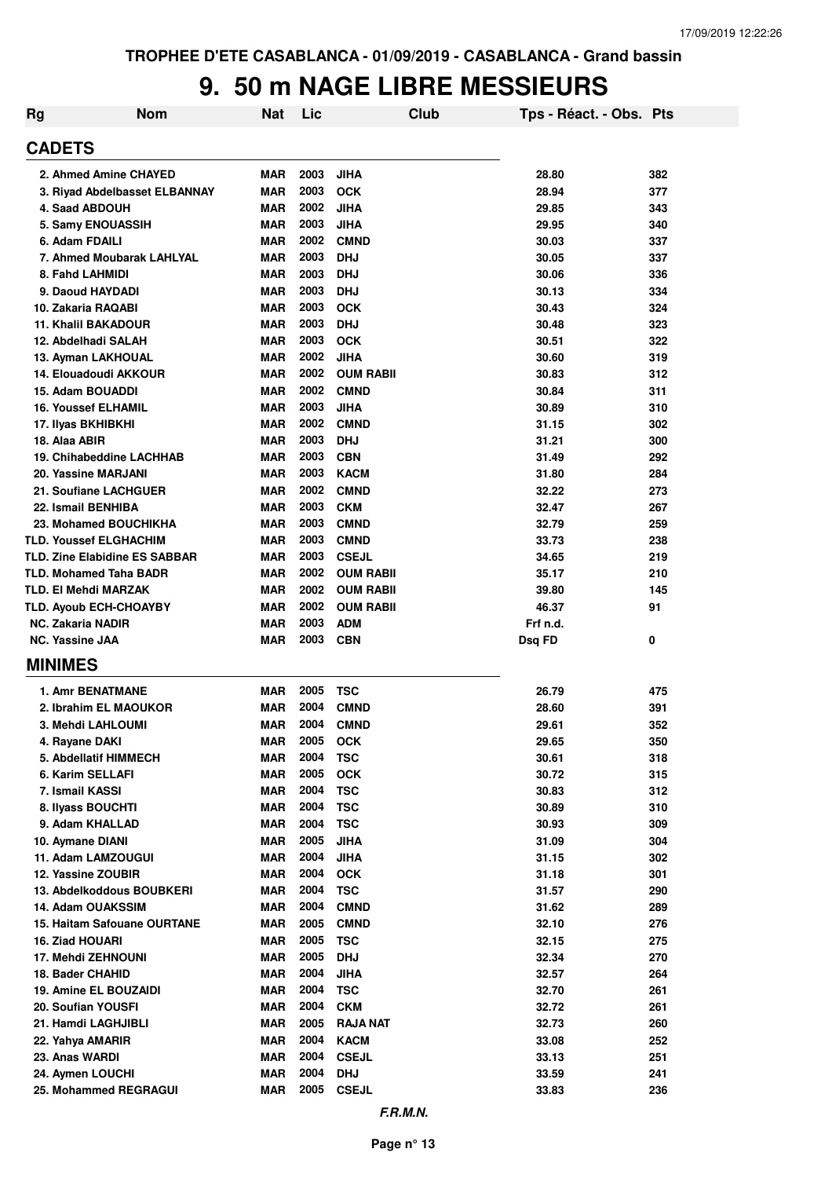# 9. 50 m NAGE LIBRE MESSIEURS

| Rg | Nom | Nat | Lic | Club | Tps - Réact. - Obs. | Pts |
|---|---|---|---|---|---|---|
| **CADETS** | | | | | | |
| 2. Ahmed Amine CHAYED | | MAR | 2003 | JIHA | 28.80 | 382 |
| 3. Riyad Abdelbasset ELBANNAY | | MAR | 2003 | OCK | 28.94 | 377 |
| 4. Saad ABDOUH | | MAR | 2002 | JIHA | 29.85 | 343 |
| 5. Samy ENOUASSIH | | MAR | 2003 | JIHA | 29.95 | 340 |
| 6. Adam FDAILI | | MAR | 2002 | CMND | 30.03 | 337 |
| 7. Ahmed Moubarak LAHLYAL | | MAR | 2003 | DHJ | 30.05 | 337 |
| 8. Fahd LAHMIDI | | MAR | 2003 | DHJ | 30.06 | 336 |
| 9. Daoud HAYDADI | | MAR | 2003 | DHJ | 30.13 | 334 |
| 10. Zakaria RAQABI | | MAR | 2003 | OCK | 30.43 | 324 |
| 11. Khalil BAKADOUR | | MAR | 2003 | DHJ | 30.48 | 323 |
| 12. Abdelhadi SALAH | | MAR | 2003 | OCK | 30.51 | 322 |
| 13. Ayman LAKHOUAL | | MAR | 2002 | JIHA | 30.60 | 319 |
| 14. Elouadoudi AKKOUR | | MAR | 2002 | OUM RABII | 30.83 | 312 |
| 15. Adam BOUADDI | | MAR | 2002 | CMND | 30.84 | 311 |
| 16. Youssef ELHAMIL | | MAR | 2003 | JIHA | 30.89 | 310 |
| 17. Ilyas BKHIBKHI | | MAR | 2002 | CMND | 31.15 | 302 |
| 18. Alaa ABIR | | MAR | 2003 | DHJ | 31.21 | 300 |
| 19. Chihabeddine LACHHAB | | MAR | 2003 | CBN | 31.49 | 292 |
| 20. Yassine MARJANI | | MAR | 2003 | KACM | 31.80 | 284 |
| 21. Soufiane LACHGUER | | MAR | 2002 | CMND | 32.22 | 273 |
| 22. Ismail BENHIBA | | MAR | 2003 | CKM | 32.47 | 267 |
| 23. Mohamed BOUCHIKHA | | MAR | 2003 | CMND | 32.79 | 259 |
| TLD. Youssef ELGHACHIM | | MAR | 2003 | CMND | 33.73 | 238 |
| TLD. Zine Elabidine ES SABBAR | | MAR | 2003 | CSEJL | 34.65 | 219 |
| TLD. Mohamed Taha BADR | | MAR | 2002 | OUM RABII | 35.17 | 210 |
| TLD. El Mehdi MARZAK | | MAR | 2002 | OUM RABII | 39.80 | 145 |
| TLD. Ayoub ECH-CHOAYBY | | MAR | 2002 | OUM RABII | 46.37 | 91 |
| NC. Zakaria NADIR | | MAR | 2003 | ADM | Frf n.d. | |
| NC. Yassine JAA | | MAR | 2003 | CBN | Dsq FD | 0 |
| **MINIMES** | | | | | | |
| 1. Amr BENATMANE | | MAR | 2005 | TSC | 26.79 | 475 |
| 2. Ibrahim EL MAOUKOR | | MAR | 2004 | CMND | 28.60 | 391 |
| 3. Mehdi LAHLOUMI | | MAR | 2004 | CMND | 29.61 | 352 |
| 4. Rayane DAKI | | MAR | 2005 | OCK | 29.65 | 350 |
| 5. Abdellatif HIMMECH | | MAR | 2004 | TSC | 30.61 | 318 |
| 6. Karim SELLAFI | | MAR | 2005 | OCK | 30.72 | 315 |
| 7. Ismail KASSI | | MAR | 2004 | TSC | 30.83 | 312 |
| 8. Ilyass BOUCHTI | | MAR | 2004 | TSC | 30.89 | 310 |
| 9. Adam KHALLAD | | MAR | 2004 | TSC | 30.93 | 309 |
| 10. Aymane DIANI | | MAR | 2005 | JIHA | 31.09 | 304 |
| 11. Adam LAMZOUGUI | | MAR | 2004 | JIHA | 31.15 | 302 |
| 12. Yassine ZOUBIR | | MAR | 2004 | OCK | 31.18 | 301 |
| 13. Abdelkoddous BOUBKERI | | MAR | 2004 | TSC | 31.57 | 290 |
| 14. Adam OUAKSSIM | | MAR | 2004 | CMND | 31.62 | 289 |
| 15. Haitam Safouane OURTANE | | MAR | 2005 | CMND | 32.10 | 276 |
| 16. Ziad HOUARI | | MAR | 2005 | TSC | 32.15 | 275 |
| 17. Mehdi ZEHNOUNI | | MAR | 2005 | DHJ | 32.34 | 270 |
| 18. Bader CHAHID | | MAR | 2004 | JIHA | 32.57 | 264 |
| 19. Amine EL BOUZAIDI | | MAR | 2004 | TSC | 32.70 | 261 |
| 20. Soufian YOUSFI | | MAR | 2004 | CKM | 32.72 | 261 |
| 21. Hamdi LAGHJIBLI | | MAR | 2005 | RAJA NAT | 32.73 | 260 |
| 22. Yahya AMARIR | | MAR | 2004 | KACM | 33.08 | 252 |
| 23. Anas WARDI | | MAR | 2004 | CSEJL | 33.13 | 251 |
| 24. Aymen LOUCHI | | MAR | 2004 | DHJ | 33.59 | 241 |
| 25. Mohammed REGRAGUI | | MAR | 2005 | CSEJL | 33.83 | 236 |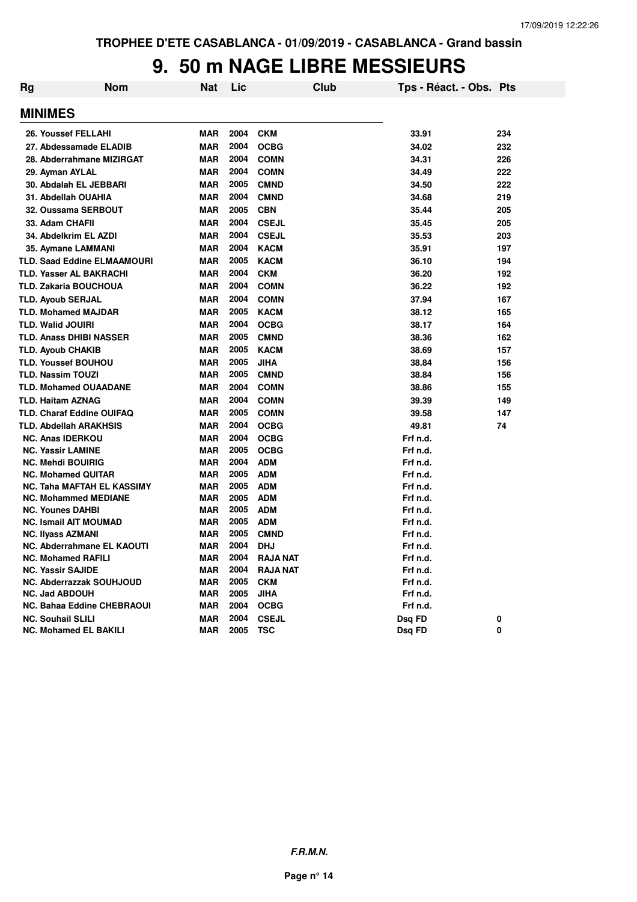TROPHEE D'ETE CASABLANCA - 01/09/2019 - CASABLANCA - Grand bassin

# 9. 50 m NAGE LIBRE MESSIEURS

| Rg | Nom | Nat | Lic | Club | Tps - Réact. - Obs. | Pts |
|---|---|---|---|---|---|---|
| **MINIMES** | | | | | | |
| 26. | Youssef FELLAHI | MAR | 2004 | CKM | 33.91 | 234 |
| 27. | Abdessamade ELADIB | MAR | 2004 | OCBG | 34.02 | 232 |
| 28. | Abderrahmane MIZIRGAT | MAR | 2004 | COMN | 34.31 | 226 |
| 29. | Ayman AYLAL | MAR | 2004 | COMN | 34.49 | 222 |
| 30. | Abdalah EL JEBBARI | MAR | 2005 | CMND | 34.50 | 222 |
| 31. | Abdellah OUAHIA | MAR | 2004 | CMND | 34.68 | 219 |
| 32. | Oussama SERBOUT | MAR | 2005 | CBN | 35.44 | 205 |
| 33. | Adam CHAFII | MAR | 2004 | CSEJL | 35.45 | 205 |
| 34. | Abdelkrim EL AZDI | MAR | 2004 | CSEJL | 35.53 | 203 |
| 35. | Aymane LAMMANI | MAR | 2004 | KACM | 35.91 | 197 |
| TLD. | Saad Eddine ELMAAMOURI | MAR | 2005 | KACM | 36.10 | 194 |
| TLD. | Yasser AL BAKRACHI | MAR | 2004 | CKM | 36.20 | 192 |
| TLD. | Zakaria BOUCHOUA | MAR | 2004 | COMN | 36.22 | 192 |
| TLD. | Ayoub SERJAL | MAR | 2004 | COMN | 37.94 | 167 |
| TLD. | Mohamed MAJDAR | MAR | 2005 | KACM | 38.12 | 165 |
| TLD. | Walid JOUIRI | MAR | 2004 | OCBG | 38.17 | 164 |
| TLD. | Anass DHIBI NASSER | MAR | 2005 | CMND | 38.36 | 162 |
| TLD. | Ayoub CHAKIB | MAR | 2005 | KACM | 38.69 | 157 |
| TLD. | Youssef BOUHOU | MAR | 2005 | JIHA | 38.84 | 156 |
| TLD. | Nassim TOUZI | MAR | 2005 | CMND | 38.84 | 156 |
| TLD. | Mohamed OUAADANE | MAR | 2004 | COMN | 38.86 | 155 |
| TLD. | Haitam AZNAG | MAR | 2004 | COMN | 39.39 | 149 |
| TLD. | Charaf Eddine OUIFAQ | MAR | 2005 | COMN | 39.58 | 147 |
| TLD. | Abdellah ARAKHSIS | MAR | 2004 | OCBG | 49.81 | 74 |
| NC. | Anas IDERKOU | MAR | 2004 | OCBG | Frf n.d. | |
| NC. | Yassir LAMINE | MAR | 2005 | OCBG | Frf n.d. | |
| NC. | Mehdi BOUIRIG | MAR | 2004 | ADM | Frf n.d. | |
| NC. | Mohamed QUITAR | MAR | 2005 | ADM | Frf n.d. | |
| NC. | Taha MAFTAH EL KASSIMY | MAR | 2005 | ADM | Frf n.d. | |
| NC. | Mohammed MEDIANE | MAR | 2005 | ADM | Frf n.d. | |
| NC. | Younes DAHBI | MAR | 2005 | ADM | Frf n.d. | |
| NC. | Ismail AIT MOUMAD | MAR | 2005 | ADM | Frf n.d. | |
| NC. | Ilyass AZMANI | MAR | 2005 | CMND | Frf n.d. | |
| NC. | Abderrahmane EL KAOUTI | MAR | 2004 | DHJ | Frf n.d. | |
| NC. | Mohamed RAFILI | MAR | 2004 | RAJA NAT | Frf n.d. | |
| NC. | Yassir SAJIDE | MAR | 2004 | RAJA NAT | Frf n.d. | |
| NC. | Abderrazzak SOUHJOUD | MAR | 2005 | CKM | Frf n.d. | |
| NC. | Jad ABDOUH | MAR | 2005 | JIHA | Frf n.d. | |
| NC. | Bahaa Eddine CHEBRAOUI | MAR | 2004 | OCBG | Frf n.d. | |
| NC. | Souhail SLILI | MAR | 2004 | CSEJL | Dsq FD | 0 |
| NC. | Mohamed EL BAKILI | MAR | 2005 | TSC | Dsq FD | 0 |

***F.R.M.N.***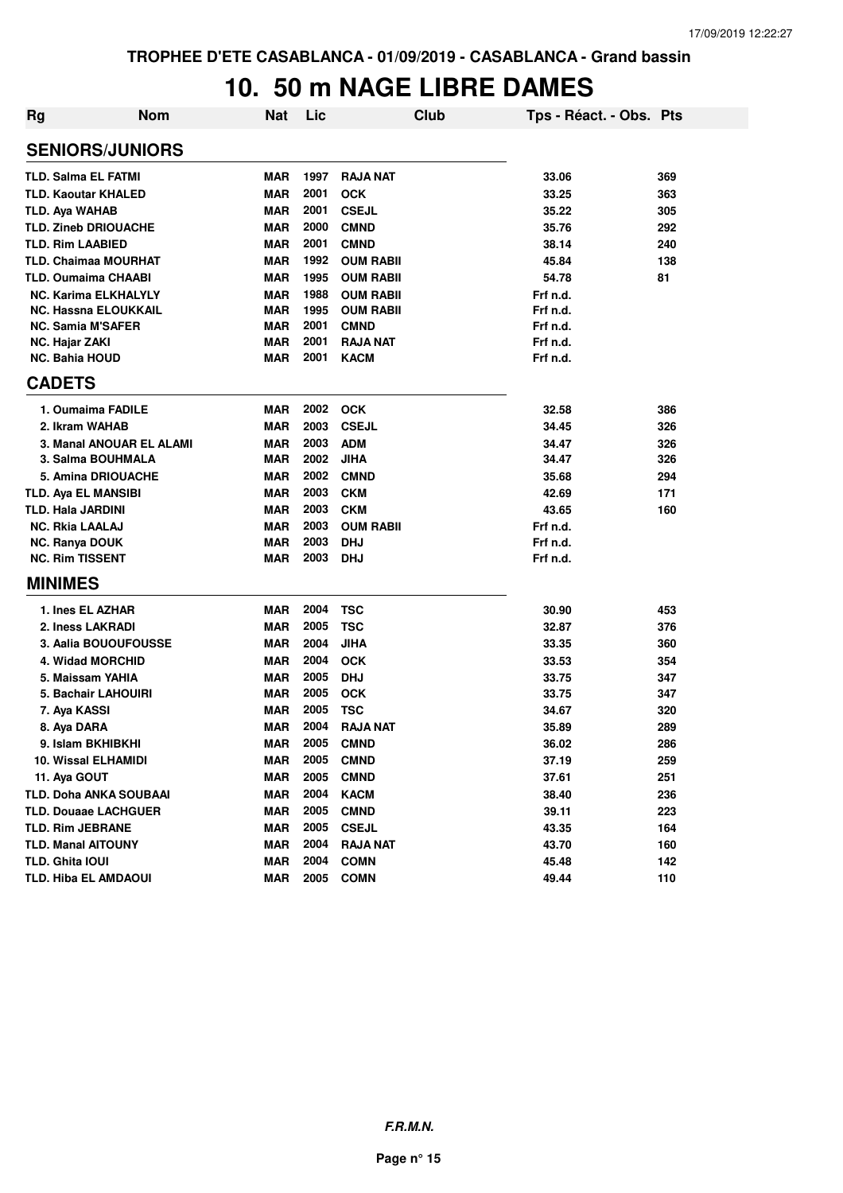TROPHEE D'ETE CASABLANCA - 01/09/2019 - CASABLANCA - Grand bassin

# 10. 50 m NAGE LIBRE DAMES

| Rg | Nom | Nat | Lic | Club | Tps - Réact. - Obs. | Pts |
|---|---|---|---|---|---|---|
| **SENIORS/JUNIORS** | | | | | | |
| TLD. | Salma EL FATMI | MAR | 1997 | RAJA NAT | 33.06 | 369 |
| TLD. | Kaoutar KHALED | MAR | 2001 | OCK | 33.25 | 363 |
| TLD. | Aya WAHAB | MAR | 2001 | CSEJL | 35.22 | 305 |
| TLD. | Zineb DRIOUACHE | MAR | 2000 | CMND | 35.76 | 292 |
| TLD. | Rim LAABIED | MAR | 2001 | CMND | 38.14 | 240 |
| TLD. | Chaimaa MOURHAT | MAR | 1992 | OUM RABII | 45.84 | 138 |
| TLD. | Oumaima CHAABI | MAR | 1995 | OUM RABII | 54.78 | 81 |
| NC. | Karima ELKHALYLY | MAR | 1988 | OUM RABII | Frf n.d. | |
| NC. | Hassna ELOUKKAIL | MAR | 1995 | OUM RABII | Frf n.d. | |
| NC. | Samia M'SAFER | MAR | 2001 | CMND | Frf n.d. | |
| NC. | Hajar ZAKI | MAR | 2001 | RAJA NAT | Frf n.d. | |
| NC. | Bahia HOUD | MAR | 2001 | KACM | Frf n.d. | |
| **CADETS** | | | | | | |
| 1. | Oumaima FADILE | MAR | 2002 | OCK | 32.58 | 386 |
| 2. | Ikram WAHAB | MAR | 2003 | CSEJL | 34.45 | 326 |
| 3. | Manal ANOUAR EL ALAMI | MAR | 2003 | ADM | 34.47 | 326 |
| 3. | Salma BOUHMALA | MAR | 2002 | JIHA | 34.47 | 326 |
| 5. | Amina DRIOUACHE | MAR | 2002 | CMND | 35.68 | 294 |
| TLD. | Aya EL MANSIBI | MAR | 2003 | CKM | 42.69 | 171 |
| TLD. | Hala JARDINI | MAR | 2003 | CKM | 43.65 | 160 |
| NC. | Rkia LAALAJ | MAR | 2003 | OUM RABII | Frf n.d. | |
| NC. | Ranya DOUK | MAR | 2003 | DHJ | Frf n.d. | |
| NC. | Rim TISSENT | MAR | 2003 | DHJ | Frf n.d. | |
| **MINIMES** | | | | | | |
| 1. | Ines EL AZHAR | MAR | 2004 | TSC | 30.90 | 453 |
| 2. | Iness LAKRADI | MAR | 2005 | TSC | 32.87 | 376 |
| 3. | Aalia BOUOUFOUSSE | MAR | 2004 | JIHA | 33.35 | 360 |
| 4. | Widad MORCHID | MAR | 2004 | OCK | 33.53 | 354 |
| 5. | Maissam YAHIA | MAR | 2005 | DHJ | 33.75 | 347 |
| 5. | Bachair LAHOUIRI | MAR | 2005 | OCK | 33.75 | 347 |
| 7. | Aya KASSI | MAR | 2005 | TSC | 34.67 | 320 |
| 8. | Aya DARA | MAR | 2004 | RAJA NAT | 35.89 | 289 |
| 9. | Islam BKHIBKHI | MAR | 2005 | CMND | 36.02 | 286 |
| 10. | Wissal ELHAMIDI | MAR | 2005 | CMND | 37.19 | 259 |
| 11. | Aya GOUT | MAR | 2005 | CMND | 37.61 | 251 |
| TLD. | Doha ANKA SOUBAAI | MAR | 2004 | KACM | 38.40 | 236 |
| TLD. | Douaae LACHGUER | MAR | 2005 | CMND | 39.11 | 223 |
| TLD. | Rim JEBRANE | MAR | 2005 | CSEJL | 43.35 | 164 |
| TLD. | Manal AITOUNY | MAR | 2004 | RAJA NAT | 43.70 | 160 |
| TLD. | Ghita IOUI | MAR | 2004 | COMN | 45.48 | 142 |
| TLD. | Hiba EL AMDAOUI | MAR | 2005 | COMN | 49.44 | 110 |

*F.R.M.N.*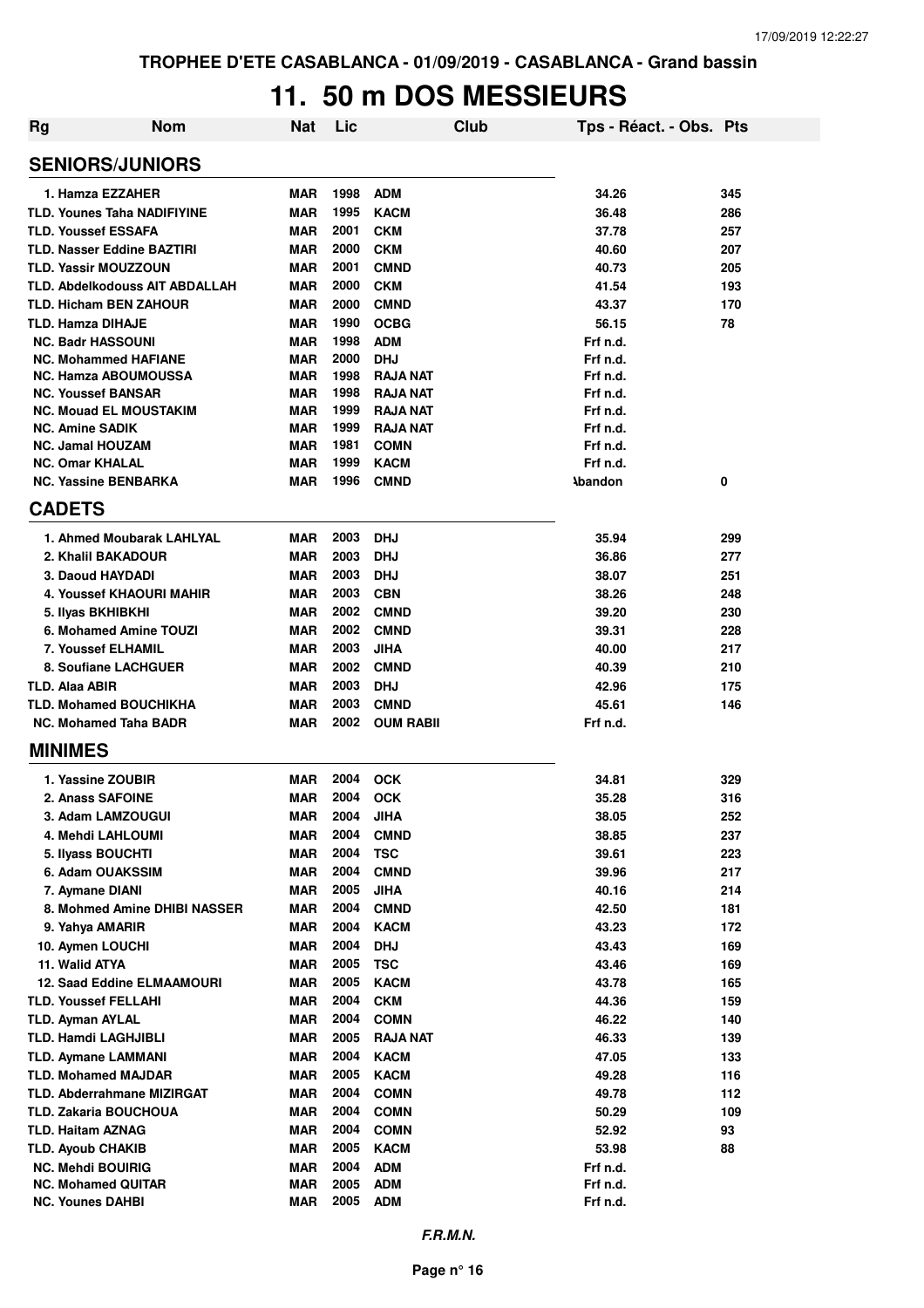TROPHEE D'ETE CASABLANCA - 01/09/2019 - CASABLANCA - Grand bassin

# 11. 50 m DOS MESSIEURS

| Rg | Nom | Nat | Lic | Club | Tps - Réact. - Obs. | Pts |
|---|---|---|---|---|---|---|
| **SENIORS/JUNIORS** | | | | | | |
| 1. | Hamza EZZAHER | MAR | 1998 | ADM | 34.26 | 345 |
| TLD. | Younes Taha NADIFIYINE | MAR | 1995 | KACM | 36.48 | 286 |
| TLD. | Youssef ESSAFA | MAR | 2001 | CKM | 37.78 | 257 |
| TLD. | Nasser Eddine BAZTIRI | MAR | 2000 | CKM | 40.60 | 207 |
| TLD. | Yassir MOUZZOUN | MAR | 2001 | CMND | 40.73 | 205 |
| TLD. | Abdelkodouss AIT ABDALLAH | MAR | 2000 | CKM | 41.54 | 193 |
| TLD. | Hicham BEN ZAHOUR | MAR | 2000 | CMND | 43.37 | 170 |
| TLD. | Hamza DIHAJE | MAR | 1990 | OCBG | 56.15 | 78 |
| NC. | Badr HASSOUNI | MAR | 1998 | ADM | Frf n.d. | |
| NC. | Mohammed HAFIANE | MAR | 2000 | DHJ | Frf n.d. | |
| NC. | Hamza ABOUMOUSSA | MAR | 1998 | RAJA NAT | Frf n.d. | |
| NC. | Youssef BANSAR | MAR | 1998 | RAJA NAT | Frf n.d. | |
| NC. | Mouad EL MOUSTAKIM | MAR | 1999 | RAJA NAT | Frf n.d. | |
| NC. | Amine SADIK | MAR | 1999 | RAJA NAT | Frf n.d. | |
| NC. | Jamal HOUZAM | MAR | 1981 | COMN | Frf n.d. | |
| NC. | Omar KHALAL | MAR | 1999 | KACM | Frf n.d. | |
| NC. | Yassine BENBARKA | MAR | 1996 | CMND | Abandon | 0 |
| **CADETS** | | | | | | |
| 1. | Ahmed Moubarak LAHLYAL | MAR | 2003 | DHJ | 35.94 | 299 |
| 2. | Khalil BAKADOUR | MAR | 2003 | DHJ | 36.86 | 277 |
| 3. | Daoud HAYDADI | MAR | 2003 | DHJ | 38.07 | 251 |
| 4. | Youssef KHAOURI MAHIR | MAR | 2003 | CBN | 38.26 | 248 |
| 5. | Ilyas BKHIBKHI | MAR | 2002 | CMND | 39.20 | 230 |
| 6. | Mohamed Amine TOUZI | MAR | 2002 | CMND | 39.31 | 228 |
| 7. | Youssef ELHAMIL | MAR | 2003 | JIHA | 40.00 | 217 |
| 8. | Soufiane LACHGUER | MAR | 2002 | CMND | 40.39 | 210 |
| TLD. | Alaa ABIR | MAR | 2003 | DHJ | 42.96 | 175 |
| TLD. | Mohamed BOUCHIKHA | MAR | 2003 | CMND | 45.61 | 146 |
| NC. | Mohamed Taha BADR | MAR | 2002 | OUM RABII | Frf n.d. | |
| **MINIMES** | | | | | | |
| 1. | Yassine ZOUBIR | MAR | 2004 | OCK | 34.81 | 329 |
| 2. | Anass SAFOINE | MAR | 2004 | OCK | 35.28 | 316 |
| 3. | Adam LAMZOUGUI | MAR | 2004 | JIHA | 38.05 | 252 |
| 4. | Mehdi LAHLOUMI | MAR | 2004 | CMND | 38.85 | 237 |
| 5. | Ilyass BOUCHTI | MAR | 2004 | TSC | 39.61 | 223 |
| 6. | Adam OUAKSSIM | MAR | 2004 | CMND | 39.96 | 217 |
| 7. | Aymane DIANI | MAR | 2005 | JIHA | 40.16 | 214 |
| 8. | Mohmed Amine DHIBI NASSER | MAR | 2004 | CMND | 42.50 | 181 |
| 9. | Yahya AMARIR | MAR | 2004 | KACM | 43.23 | 172 |
| 10. | Aymen LOUCHI | MAR | 2004 | DHJ | 43.43 | 169 |
| 11. | Walid ATYA | MAR | 2005 | TSC | 43.46 | 169 |
| 12. | Saad Eddine ELMAAMOURI | MAR | 2005 | KACM | 43.78 | 165 |
| TLD. | Youssef FELLAHI | MAR | 2004 | CKM | 44.36 | 159 |
| TLD. | Ayman AYLAL | MAR | 2004 | COMN | 46.22 | 140 |
| TLD. | Hamdi LAGHJIBLI | MAR | 2005 | RAJA NAT | 46.33 | 139 |
| TLD. | Aymane LAMMANI | MAR | 2004 | KACM | 47.05 | 133 |
| TLD. | Mohamed MAJDAR | MAR | 2005 | KACM | 49.28 | 116 |
| TLD. | Abderrahmane MIZIRGAT | MAR | 2004 | COMN | 49.78 | 112 |
| TLD. | Zakaria BOUCHOUA | MAR | 2004 | COMN | 50.29 | 109 |
| TLD. | Haitam AZNAG | MAR | 2004 | COMN | 52.92 | 93 |
| TLD. | Ayoub CHAKIB | MAR | 2005 | KACM | 53.98 | 88 |
| NC. | Mehdi BOUIRIG | MAR | 2004 | ADM | Frf n.d. | |
| NC. | Mohamed QUITAR | MAR | 2005 | ADM | Frf n.d. | |
| NC. | Younes DAHBI | MAR | 2005 | ADM | Frf n.d. | |

*F.R.M.N.*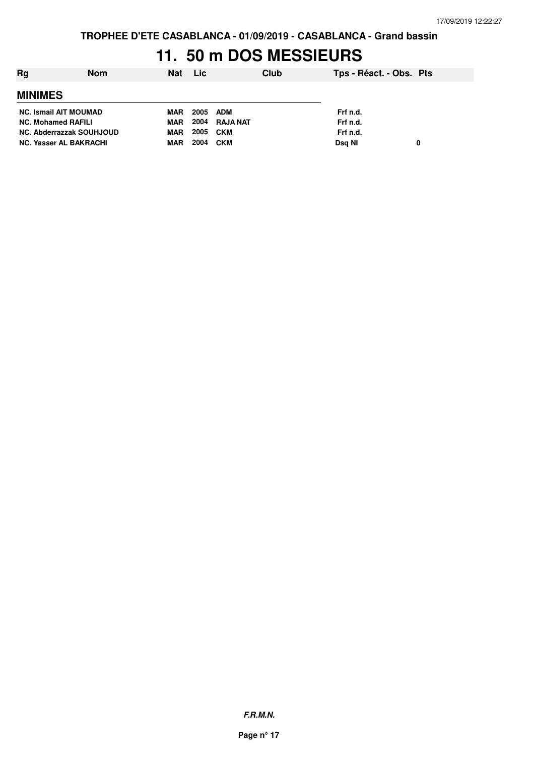TROPHEE D'ETE CASABLANCA - 01/09/2019 - CASABLANCA - Grand bassin

# 11. 50 m DOS MESSIEURS

| Rg | Nom | Nat | Lic | Club | Tps - Réact. - Obs. | Pts |
|---|---|---|---|---|---|---|
| **MINIMES** | | | | | | |
| NC. | Ismail AIT MOUMAD | MAR | 2005 | ADM | Frf n.d. | |
| NC. | Mohamed RAFILI | MAR | 2004 | RAJA NAT | Frf n.d. | |
| NC. | Abderrazzak SOUHJOUD | MAR | 2005 | CKM | Frf n.d. | |
| NC. | Yasser AL BAKRACHI | MAR | 2004 | CKM | Dsq NI | 0 |

*F.R.M.N.*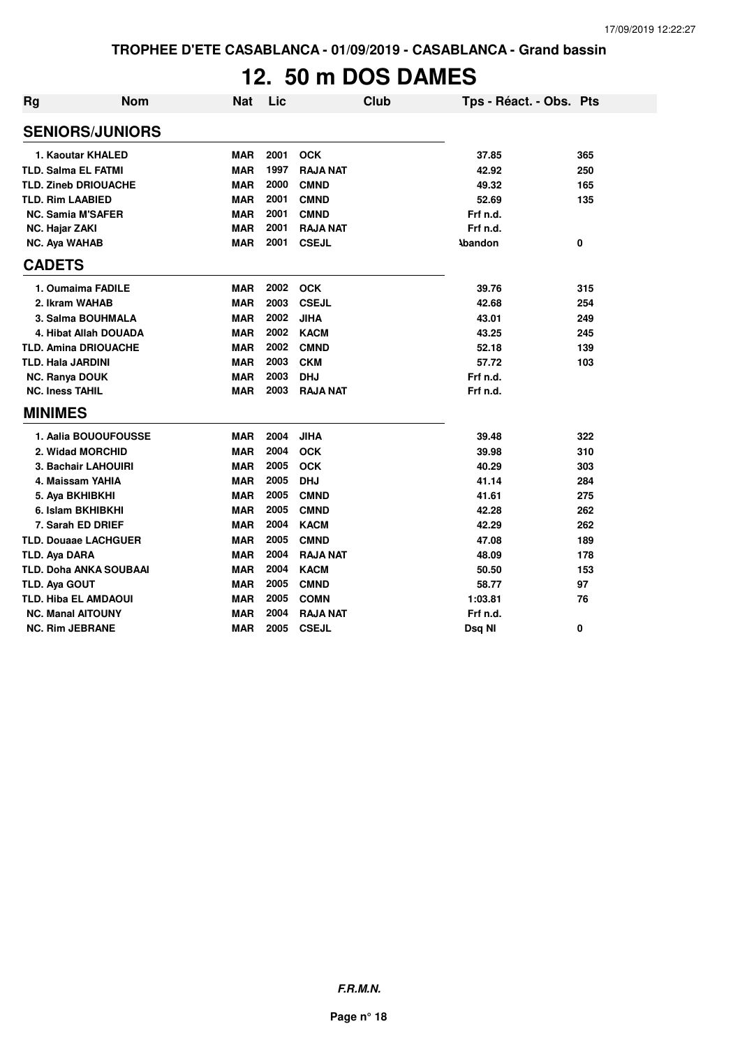TROPHEE D'ETE CASABLANCA - 01/09/2019 - CASABLANCA - Grand bassin

# 12. 50 m DOS DAMES

| Rg | Nom | Nat | Lic | Club | Tps - Réact. - Obs. | Pts |
|---|---|---|---|---|---|---|
| **SENIORS/JUNIORS** | | | | | | |
| 1. | Kaoutar KHALED | MAR | 2001 | OCK | 37.85 | 365 |
| TLD. | Salma EL FATMI | MAR | 1997 | RAJA NAT | 42.92 | 250 |
| TLD. | Zineb DRIOUACHE | MAR | 2000 | CMND | 49.32 | 165 |
| TLD. | Rim LAABIED | MAR | 2001 | CMND | 52.69 | 135 |
| NC. | Samia M'SAFER | MAR | 2001 | CMND | Frf n.d. | |
| NC. | Hajar ZAKI | MAR | 2001 | RAJA NAT | Frf n.d. | |
| NC. | Aya WAHAB | MAR | 2001 | CSEJL | Abandon | 0 |
| **CADETS** | | | | | | |
| 1. | Oumaima FADILE | MAR | 2002 | OCK | 39.76 | 315 |
| 2. | Ikram WAHAB | MAR | 2003 | CSEJL | 42.68 | 254 |
| 3. | Salma BOUHMALA | MAR | 2002 | JIHA | 43.01 | 249 |
| 4. | Hibat Allah DOUADA | MAR | 2002 | KACM | 43.25 | 245 |
| TLD. | Amina DRIOUACHE | MAR | 2002 | CMND | 52.18 | 139 |
| TLD. | Hala JARDINI | MAR | 2003 | CKM | 57.72 | 103 |
| NC. | Ranya DOUK | MAR | 2003 | DHJ | Frf n.d. | |
| NC. | Iness TAHIL | MAR | 2003 | RAJA NAT | Frf n.d. | |
| **MINIMES** | | | | | | |
| 1. | Aalia BOUOUFOUSSE | MAR | 2004 | JIHA | 39.48 | 322 |
| 2. | Widad MORCHID | MAR | 2004 | OCK | 39.98 | 310 |
| 3. | Bachair LAHOUIRI | MAR | 2005 | OCK | 40.29 | 303 |
| 4. | Maissam YAHIA | MAR | 2005 | DHJ | 41.14 | 284 |
| 5. | Aya BKHIBKHI | MAR | 2005 | CMND | 41.61 | 275 |
| 6. | Islam BKHIBKHI | MAR | 2005 | CMND | 42.28 | 262 |
| 7. | Sarah ED DRIEF | MAR | 2004 | KACM | 42.29 | 262 |
| TLD. | Douaae LACHGUER | MAR | 2005 | CMND | 47.08 | 189 |
| TLD. | Aya DARA | MAR | 2004 | RAJA NAT | 48.09 | 178 |
| TLD. | Doha ANKA SOUBAAI | MAR | 2004 | KACM | 50.50 | 153 |
| TLD. | Aya GOUT | MAR | 2005 | CMND | 58.77 | 97 |
| TLD. | Hiba EL AMDAOUI | MAR | 2005 | COMN | 1:03.81 | 76 |
| NC. | Manal AITOUNY | MAR | 2004 | RAJA NAT | Frf n.d. | |
| NC. | Rim JEBRANE | MAR | 2005 | CSEJL | Dsq NI | 0 |

*F.R.M.N.*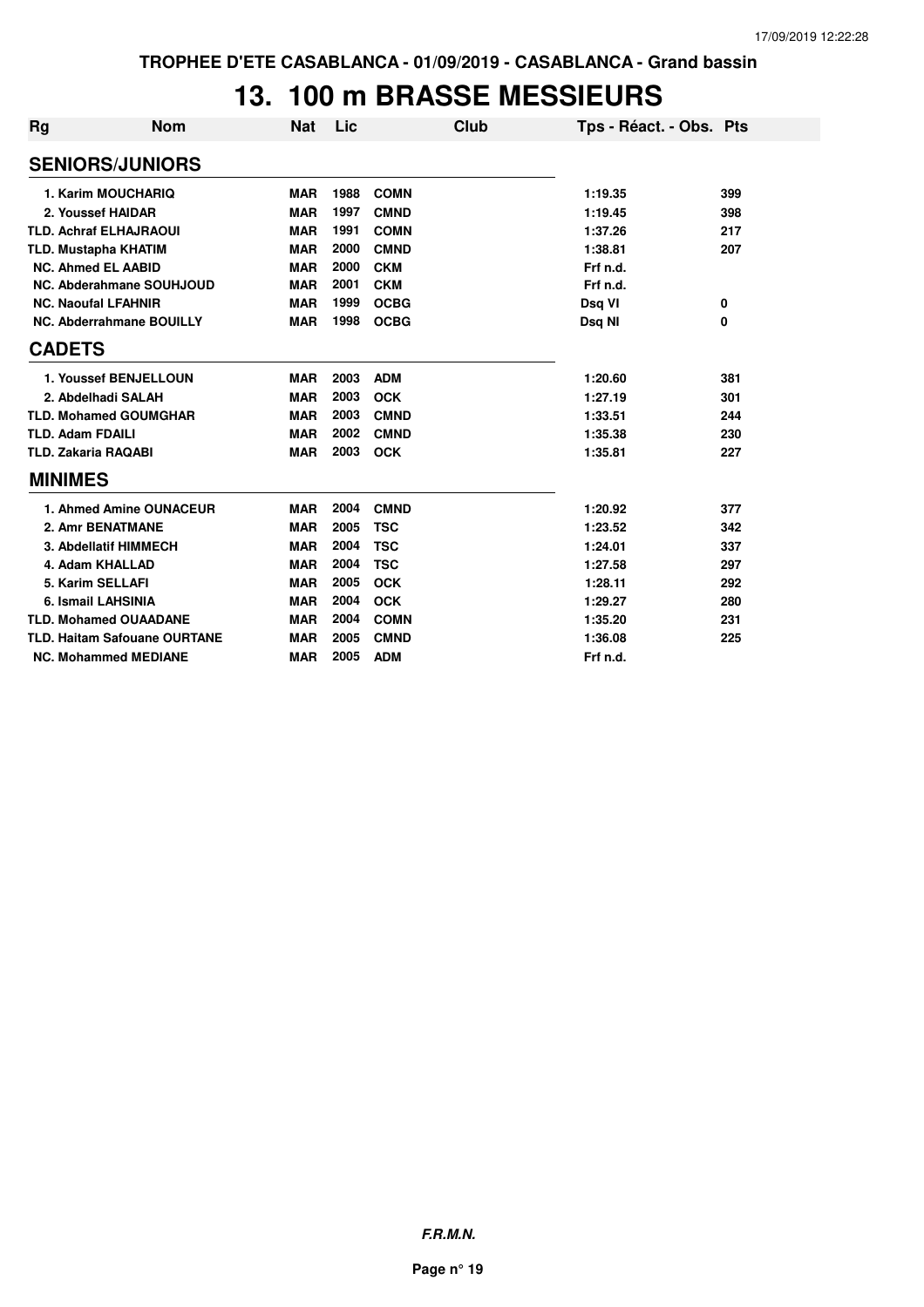TROPHEE D'ETE CASABLANCA - 01/09/2019 - CASABLANCA - Grand bassin

# 13. 100 m BRASSE MESSIEURS

| Rg | Nom | Nat | Lic | Club | Tps - Réact. - Obs. | Pts |
|---|---|---|---|---|---|---|
| **SENIORS/JUNIORS** | | | | | | |
| 1. Karim MOUCHARIQ | | MAR | 1988 | COMN | 1:19.35 | 399 |
| 2. Youssef HAIDAR | | MAR | 1997 | CMND | 1:19.45 | 398 |
| TLD. Achraf ELHAJRAOUI | | MAR | 1991 | COMN | 1:37.26 | 217 |
| TLD. Mustapha KHATIM | | MAR | 2000 | CMND | 1:38.81 | 207 |
| NC. Ahmed EL AABID | | MAR | 2000 | CKM | Frf n.d. | |
| NC. Abderahmane SOUHJOUD | | MAR | 2001 | CKM | Frf n.d. | |
| NC. Naoufal LFAHNIR | | MAR | 1999 | OCBG | Dsq VI | 0 |
| NC. Abderrahmane BOUILLY | | MAR | 1998 | OCBG | Dsq NI | 0 |
| **CADETS** | | | | | | |
| 1. Youssef BENJELLOUN | | MAR | 2003 | ADM | 1:20.60 | 381 |
| 2. Abdelhadi SALAH | | MAR | 2003 | OCK | 1:27.19 | 301 |
| TLD. Mohamed GOUMGHAR | | MAR | 2003 | CMND | 1:33.51 | 244 |
| TLD. Adam FDAILI | | MAR | 2002 | CMND | 1:35.38 | 230 |
| TLD. Zakaria RAQABI | | MAR | 2003 | OCK | 1:35.81 | 227 |
| **MINIMES** | | | | | | |
| 1. Ahmed Amine OUNACEUR | | MAR | 2004 | CMND | 1:20.92 | 377 |
| 2. Amr BENATMANE | | MAR | 2005 | TSC | 1:23.52 | 342 |
| 3. Abdellatif HIMMECH | | MAR | 2004 | TSC | 1:24.01 | 337 |
| 4. Adam KHALLAD | | MAR | 2004 | TSC | 1:27.58 | 297 |
| 5. Karim SELLAFI | | MAR | 2005 | OCK | 1:28.11 | 292 |
| 6. Ismail LAHSINIA | | MAR | 2004 | OCK | 1:29.27 | 280 |
| TLD. Mohamed OUAADANE | | MAR | 2004 | COMN | 1:35.20 | 231 |
| TLD. Haitam Safouane OURTANE | | MAR | 2005 | CMND | 1:36.08 | 225 |
| NC. Mohammed MEDIANE | | MAR | 2005 | ADM | Frf n.d. | |

*F.R.M.N.*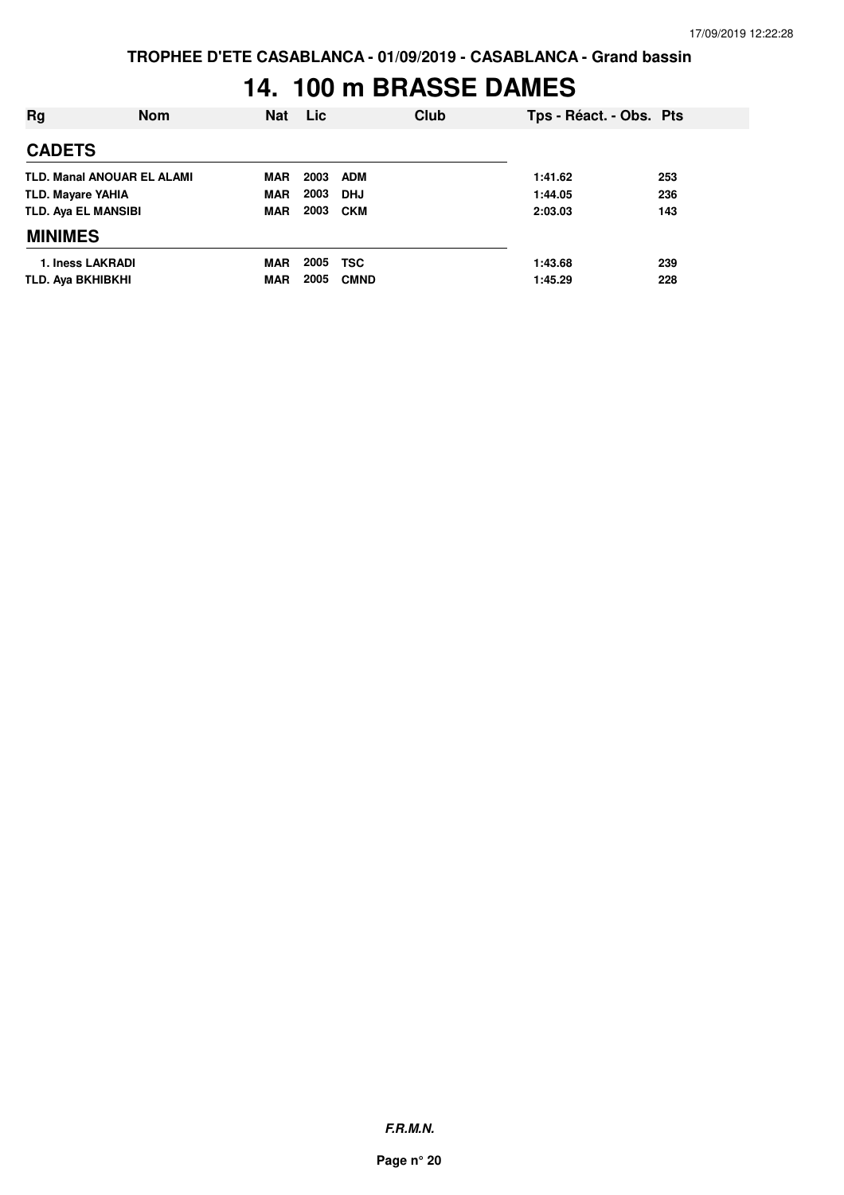TROPHEE D'ETE CASABLANCA - 01/09/2019 - CASABLANCA - Grand bassin

# 14. 100 m BRASSE DAMES

| Rg | Nom | Nat | Lic | Club | Tps - Réact. - Obs. | Pts |
|---|---|---|---|---|---|---|
| **CADETS** | | | | | | |
| TLD. | Manal ANOUAR EL ALAMI | MAR | 2003 | ADM | 1:41.62 | 253 |
| TLD. | Mayare YAHIA | MAR | 2003 | DHJ | 1:44.05 | 236 |
| TLD. | Aya EL MANSIBI | MAR | 2003 | CKM | 2:03.03 | 143 |
| **MINIMES** | | | | | | |
| 1. | Iness LAKRADI | MAR | 2005 | TSC | 1:43.68 | 239 |
| TLD. | Aya BKHIBKHI | MAR | 2005 | CMND | 1:45.29 | 228 |

***F.R.M.N.***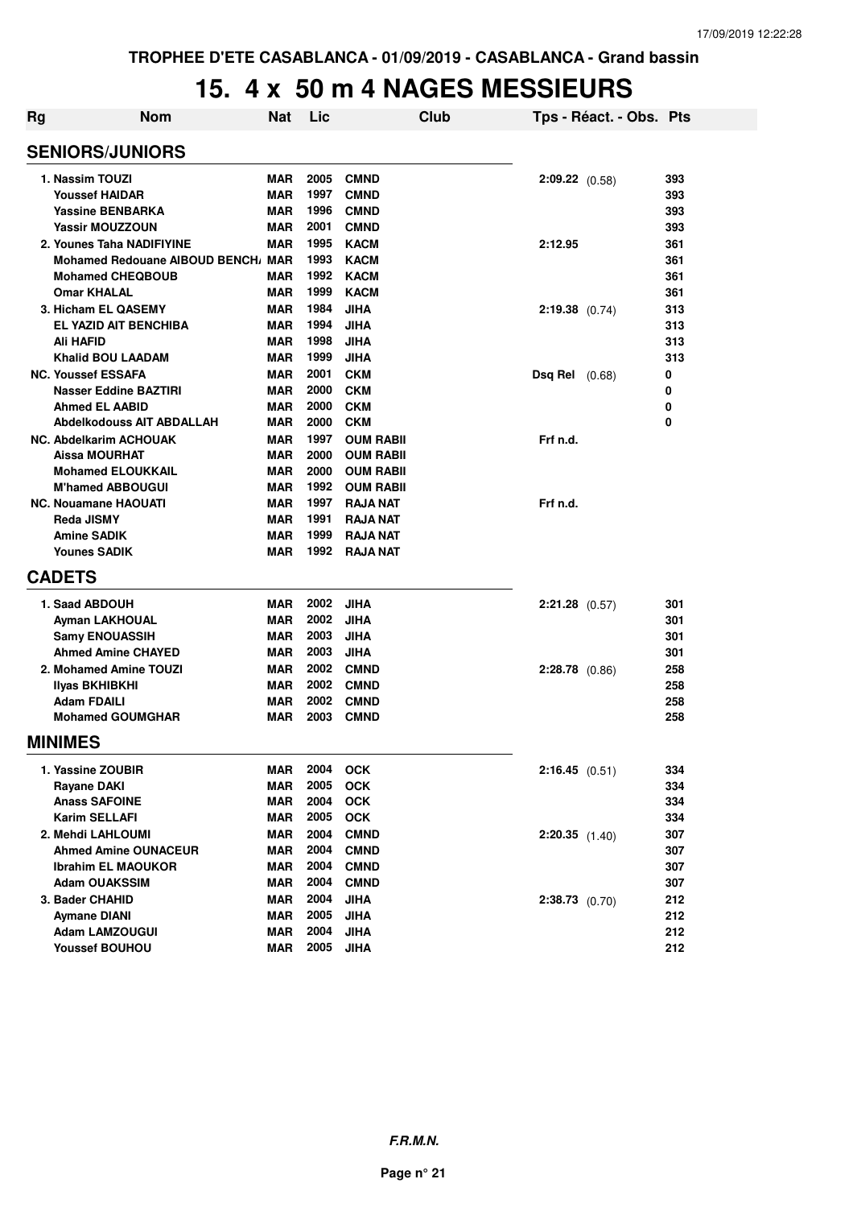# 15. 4 x 50 m 4 NAGES MESSIEURS

| Rg | Nom | Nat | Lic | Club | Tps - Réact. - Obs. | Pts |
|---|---|---|---|---|---|---|
| **SENIORS/JUNIORS** | | | | | | |
| 1. | Nassim TOUZI | MAR | 2005 | CMND | 2:09.22 (0.58) | 393 |
| | Youssef HAIDAR | MAR | 1997 | CMND | | 393 |
| | Yassine BENBARKA | MAR | 1996 | CMND | | 393 |
| | Yassir MOUZZOUN | MAR | 2001 | CMND | | 393 |
| 2. | Younes Taha NADIFIYINE | MAR | 1995 | KACM | 2:12.95 | 361 |
| | Mohamed Redouane AIBOUD BENCH/ | MAR | 1993 | KACM | | 361 |
| | Mohamed CHEQBOUB | MAR | 1992 | KACM | | 361 |
| | Omar KHALAL | MAR | 1999 | KACM | | 361 |
| 3. | Hicham EL QASEMY | MAR | 1984 | JIHA | 2:19.38 (0.74) | 313 |
| | EL YAZID AIT BENCHIBA | MAR | 1994 | JIHA | | 313 |
| | Ali HAFID | MAR | 1998 | JIHA | | 313 |
| | Khalid BOU LAADAM | MAR | 1999 | JIHA | | 313 |
| NC. | Youssef ESSAFA | MAR | 2001 | CKM | Dsq Rel (0.68) | 0 |
| | Nasser Eddine BAZTIRI | MAR | 2000 | CKM | | 0 |
| | Ahmed EL AABID | MAR | 2000 | CKM | | 0 |
| | Abdelkodouss AIT ABDALLAH | MAR | 2000 | CKM | | 0 |
| NC. | Abdelkarim ACHOUAK | MAR | 1997 | OUM RABII | Frf n.d. | |
| | Aissa MOURHAT | MAR | 2000 | OUM RABII | | |
| | Mohamed ELOUKKAIL | MAR | 2000 | OUM RABII | | |
| | M'hamed ABBOUGUI | MAR | 1992 | OUM RABII | | |
| NC. | Nouamane HAOUATI | MAR | 1997 | RAJA NAT | Frf n.d. | |
| | Reda JISMY | MAR | 1991 | RAJA NAT | | |
| | Amine SADIK | MAR | 1999 | RAJA NAT | | |
| | Younes SADIK | MAR | 1992 | RAJA NAT | | |
| **CADETS** | | | | | | |
| 1. | Saad ABDOUH | MAR | 2002 | JIHA | 2:21.28 (0.57) | 301 |
| | Ayman LAKHOUAL | MAR | 2002 | JIHA | | 301 |
| | Samy ENOUASSIH | MAR | 2003 | JIHA | | 301 |
| | Ahmed Amine CHAYED | MAR | 2003 | JIHA | | 301 |
| 2. | Mohamed Amine TOUZI | MAR | 2002 | CMND | 2:28.78 (0.86) | 258 |
| | Ilyas BKHIBKHI | MAR | 2002 | CMND | | 258 |
| | Adam FDAILI | MAR | 2002 | CMND | | 258 |
| | Mohamed GOUMGHAR | MAR | 2003 | CMND | | 258 |
| **MINIMES** | | | | | | |
| 1. | Yassine ZOUBIR | MAR | 2004 | OCK | 2:16.45 (0.51) | 334 |
| | Rayane DAKI | MAR | 2005 | OCK | | 334 |
| | Anass SAFOINE | MAR | 2004 | OCK | | 334 |
| | Karim SELLAFI | MAR | 2005 | OCK | | 334 |
| 2. | Mehdi LAHLOUMI | MAR | 2004 | CMND | 2:20.35 (1.40) | 307 |
| | Ahmed Amine OUNACEUR | MAR | 2004 | CMND | | 307 |
| | Ibrahim EL MAOUKOR | MAR | 2004 | CMND | | 307 |
| | Adam OUAKSSIM | MAR | 2004 | CMND | | 307 |
| 3. | Bader CHAHID | MAR | 2004 | JIHA | 2:38.73 (0.70) | 212 |
| | Aymane DIANI | MAR | 2005 | JIHA | | 212 |
| | Adam LAMZOUGUI | MAR | 2004 | JIHA | | 212 |
| | Youssef BOUHOU | MAR | 2005 | JIHA | | 212 |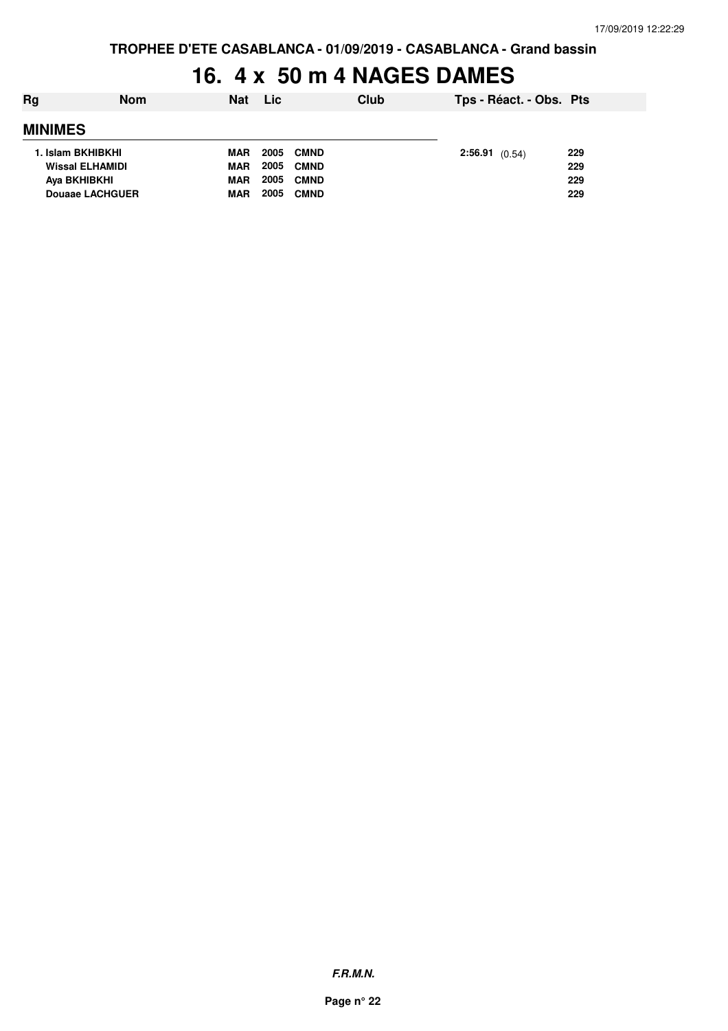# 16. 4 x 50 m 4 NAGES DAMES

| Rg | Nom | Nat | Lic | Club | Tps - Réact. - Obs. | Pts |
|---|---|---|---|---|---|---|
| **MINIMES** | | | | | | |
| 1. | Islam BKHIBKHI | MAR | 2005 | CMND | 2:56.91 (0.54) | 229 |
| | Wissal ELHAMIDI | MAR | 2005 | CMND | | 229 |
| | Aya BKHIBKHI | MAR | 2005 | CMND | | 229 |
| | Douaae LACHGUER | MAR | 2005 | CMND | | 229 |